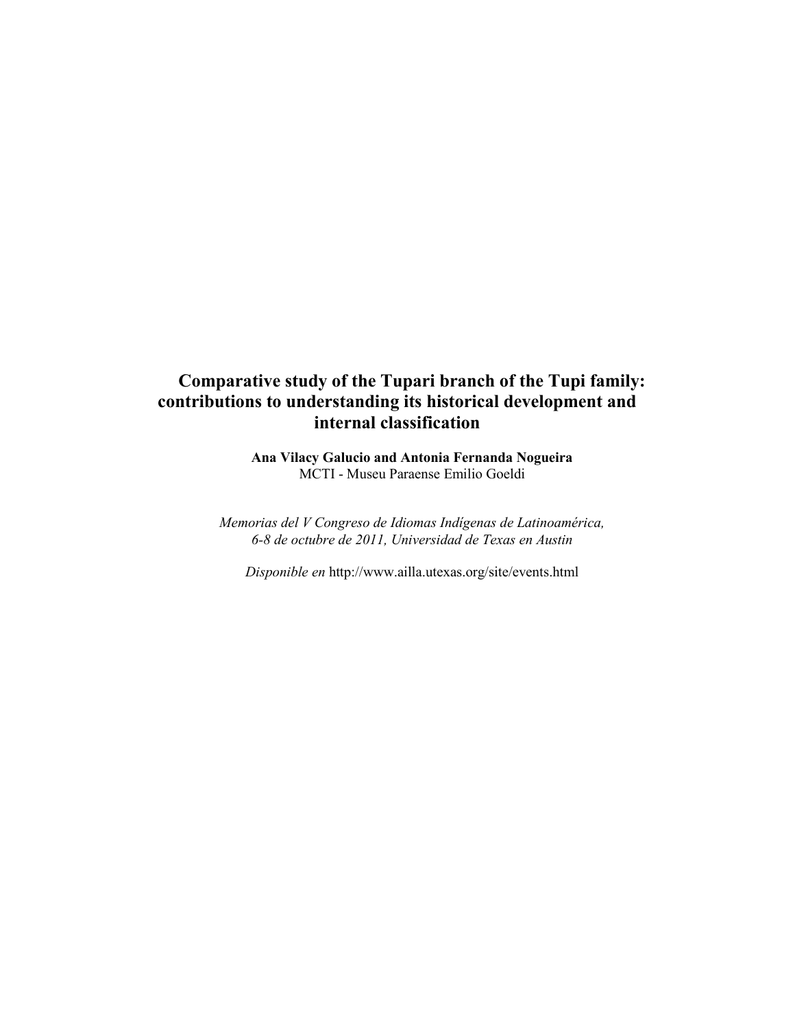# Comparative study of the Tupari branch of the Tupi family: contributions to understanding its historical development and internal classification

**Ana Vilacy Galucio and Antonia Fernanda Nogueira**
MCTI - Museu Paraense Emilio Goeldi

*Memorias del V Congreso de Idiomas Indígenas de Latinoamérica, 6-8 de octubre de 2011, Universidad de Texas en Austin*

*Disponible en* http://www.ailla.utexas.org/site/events.html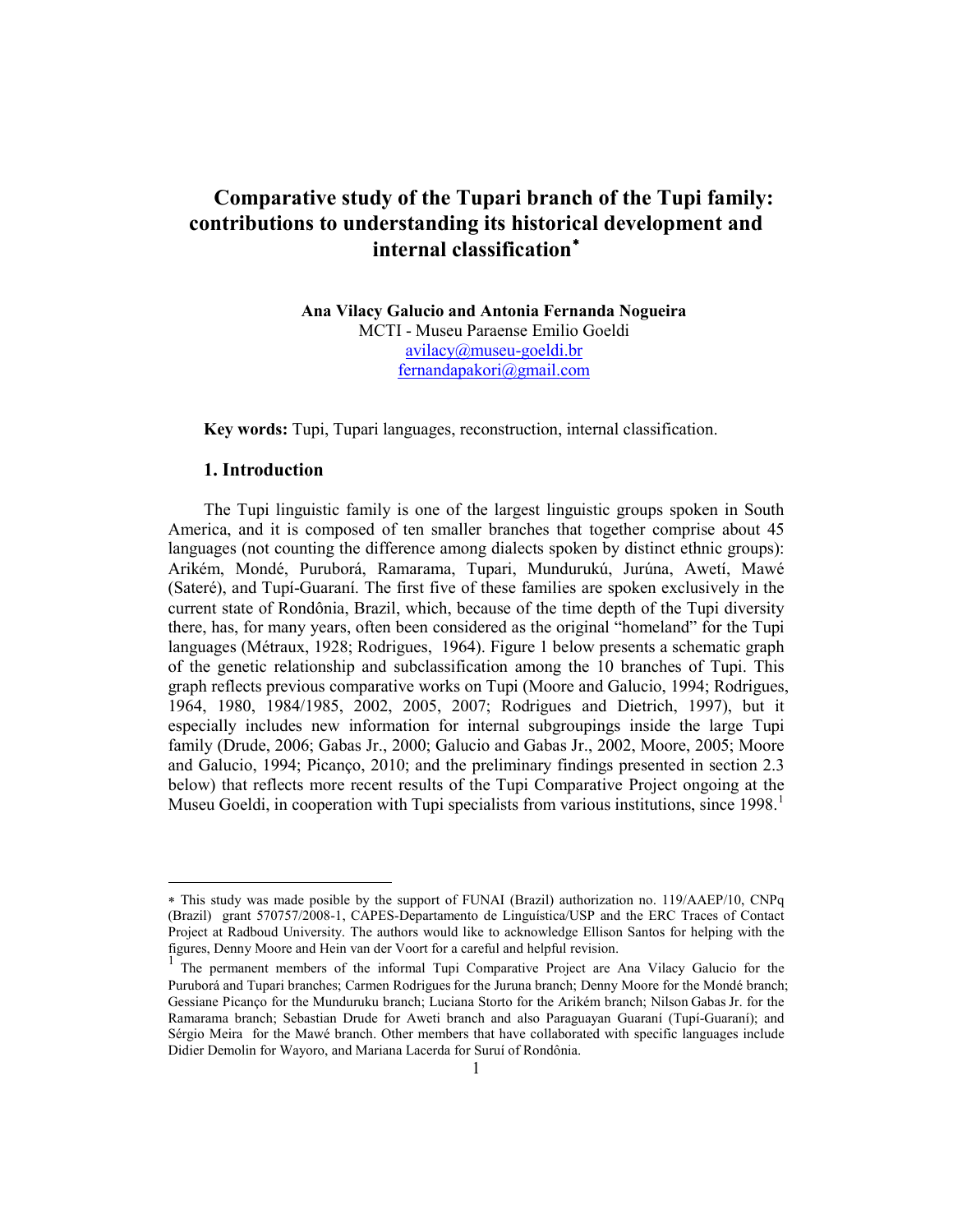# Comparative study of the Tupari branch of the Tupi family: contributions to understanding its historical development and internal classification*

**Ana Vilacy Galucio and Antonia Fernanda Nogueira**
MCTI - Museu Paraense Emilio Goeldi
avilacy@museu-goeldi.br
fernandapakori@gmail.com

**Key words:** Tupi, Tupari languages, reconstruction, internal classification.

## 1. Introduction

The Tupi linguistic family is one of the largest linguistic groups spoken in South America, and it is composed of ten smaller branches that together comprise about 45 languages (not counting the difference among dialects spoken by distinct ethnic groups): Arikém, Mondé, Puruborá, Ramarama, Tupari, Mundurukú, Jurúna, Awetí, Mawé (Sateré), and Tupí-Guaraní. The first five of these families are spoken exclusively in the current state of Rondônia, Brazil, which, because of the time depth of the Tupi diversity there, has, for many years, often been considered as the original "homeland" for the Tupi languages (Métraux, 1928; Rodrigues, 1964). Figure 1 below presents a schematic graph of the genetic relationship and subclassification among the 10 branches of Tupi. This graph reflects previous comparative works on Tupi (Moore and Galucio, 1994; Rodrigues, 1964, 1980, 1984/1985, 2002, 2005, 2007; Rodrigues and Dietrich, 1997), but it especially includes new information for internal subgroupings inside the large Tupi family (Drude, 2006; Gabas Jr., 2000; Galucio and Gabas Jr., 2002, Moore, 2005; Moore and Galucio, 1994; Picanço, 2010; and the preliminary findings presented in section 2.3 below) that reflects more recent results of the Tupi Comparative Project ongoing at the Museu Goeldi, in cooperation with Tupi specialists from various institutions, since 1998.[1]

---

* This study was made posible by the support of FUNAI (Brazil) authorization no. 119/AAEP/10, CNPq (Brazil) grant 570757/2008-1, CAPES-Departamento de Linguística/USP and the ERC Traces of Contact Project at Radboud University. The authors would like to acknowledge Ellison Santos for helping with the figures, Denny Moore and Hein van der Voort for a careful and helpful revision.

[1] The permanent members of the informal Tupi Comparative Project are Ana Vilacy Galucio for the Puruborá and Tupari branches; Carmen Rodrigues for the Juruna branch; Denny Moore for the Mondé branch; Gessiane Picanço for the Munduruku branch; Luciana Storto for the Arikém branch; Nilson Gabas Jr. for the Ramarama branch; Sebastian Drude for Aweti branch and also Paraguayan Guaraní (Tupí-Guaraní); and Sérgio Meira for the Mawé branch. Other members that have collaborated with specific languages include Didier Demolin for Wayoro, and Mariana Lacerda for Suruí of Rondônia.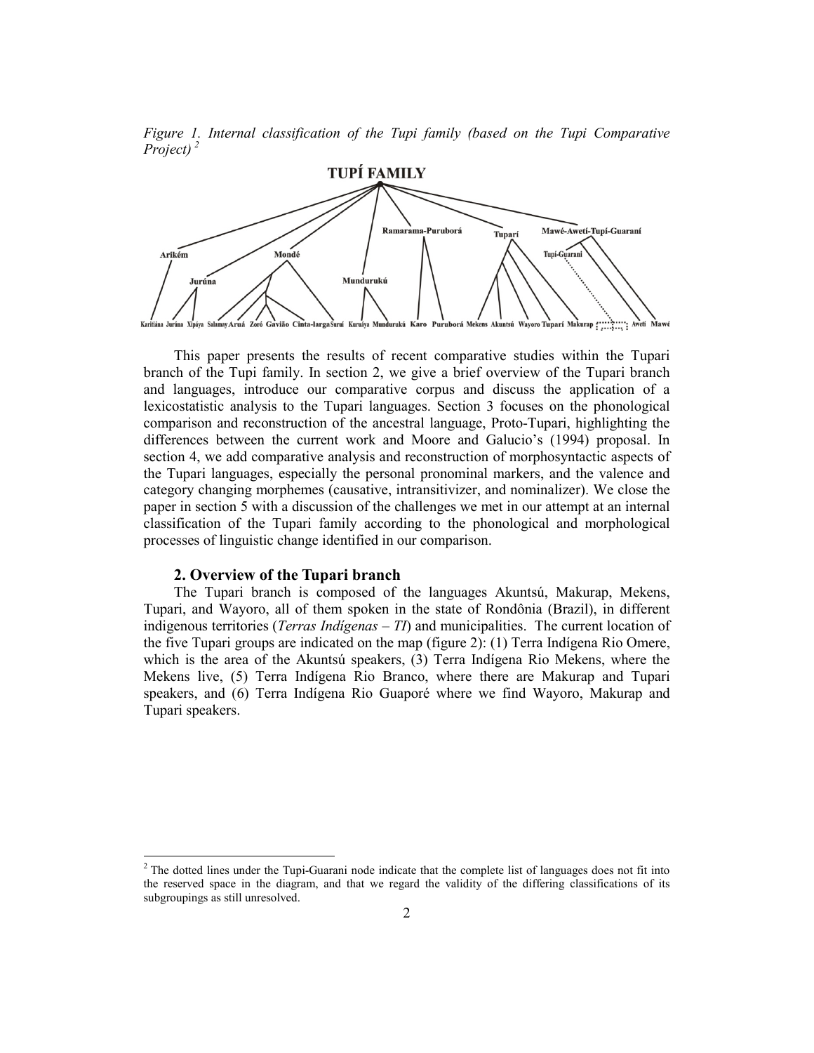*Figure 1. Internal classification of the Tupi family (based on the Tupi Comparative Project)* [2]

This paper presents the results of recent comparative studies within the Tupari branch of the Tupi family. In section 2, we give a brief overview of the Tupari branch and languages, introduce our comparative corpus and discuss the application of a lexicostatistic analysis to the Tupari languages. Section 3 focuses on the phonological comparison and reconstruction of the ancestral language, Proto-Tupari, highlighting the differences between the current work and Moore and Galucio's (1994) proposal. In section 4, we add comparative analysis and reconstruction of morphosyntactic aspects of the Tupari languages, especially the personal pronominal markers, and the valence and category changing morphemes (causative, intransitivizer, and nominalizer). We close the paper in section 5 with a discussion of the challenges we met in our attempt at an internal classification of the Tupari family according to the phonological and morphological processes of linguistic change identified in our comparison.

## 2. Overview of the Tupari branch

The Tupari branch is composed of the languages Akuntsú, Makurap, Mekens, Tupari, and Wayoro, all of them spoken in the state of Rondônia (Brazil), in different indigenous territories (*Terras Indígenas – TI*) and municipalities. The current location of the five Tupari groups are indicated on the map (figure 2): (1) Terra Indígena Rio Omere, which is the area of the Akuntsú speakers, (3) Terra Indígena Rio Mekens, where the Mekens live, (5) Terra Indígena Rio Branco, where there are Makurap and Tupari speakers, and (6) Terra Indígena Rio Guaporé where we find Wayoro, Makurap and Tupari speakers.

---

[2] The dotted lines under the Tupi-Guarani node indicate that the complete list of languages does not fit into the reserved space in the diagram, and that we regard the validity of the differing classifications of its subgroupings as still unresolved.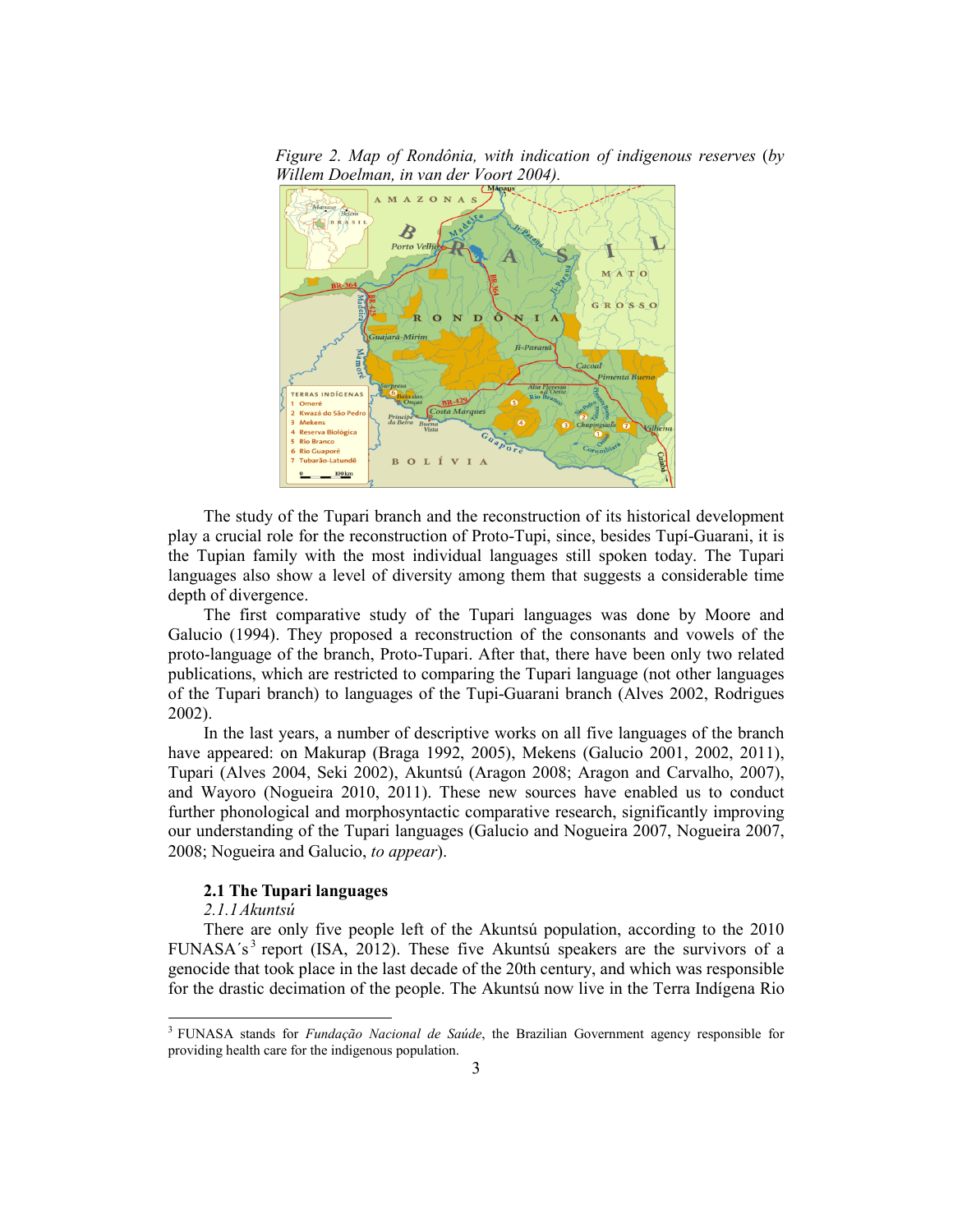*Figure 2. Map of Rondônia, with indication of indigenous reserves (by Willem Doelman, in van der Voort 2004).*

The study of the Tupari branch and the reconstruction of its historical development play a crucial role for the reconstruction of Proto-Tupi, since, besides Tupí-Guarani, it is the Tupian family with the most individual languages still spoken today. The Tupari languages also show a level of diversity among them that suggests a considerable time depth of divergence.

The first comparative study of the Tupari languages was done by Moore and Galucio (1994). They proposed a reconstruction of the consonants and vowels of the proto-language of the branch, Proto-Tupari. After that, there have been only two related publications, which are restricted to comparing the Tupari language (not other languages of the Tupari branch) to languages of the Tupi-Guarani branch (Alves 2002, Rodrigues 2002).

In the last years, a number of descriptive works on all five languages of the branch have appeared: on Makurap (Braga 1992, 2005), Mekens (Galucio 2001, 2002, 2011), Tupari (Alves 2004, Seki 2002), Akuntsú (Aragon 2008; Aragon and Carvalho, 2007), and Wayoro (Nogueira 2010, 2011). These new sources have enabled us to conduct further phonological and morphosyntactic comparative research, significantly improving our understanding of the Tupari languages (Galucio and Nogueira 2007, Nogueira 2007, 2008; Nogueira and Galucio, *to appear*).

### 2.1 The Tupari languages

#### *2.1.1 Akuntsú*

There are only five people left of the Akuntsú population, according to the 2010 FUNASA´s[3] report (ISA, 2012). These five Akuntsú speakers are the survivors of a genocide that took place in the last decade of the 20th century, and which was responsible for the drastic decimation of the people. The Akuntsú now live in the Terra Indígena Rio

[3] FUNASA stands for *Fundação Nacional de Saúde*, the Brazilian Government agency responsible for providing health care for the indigenous population.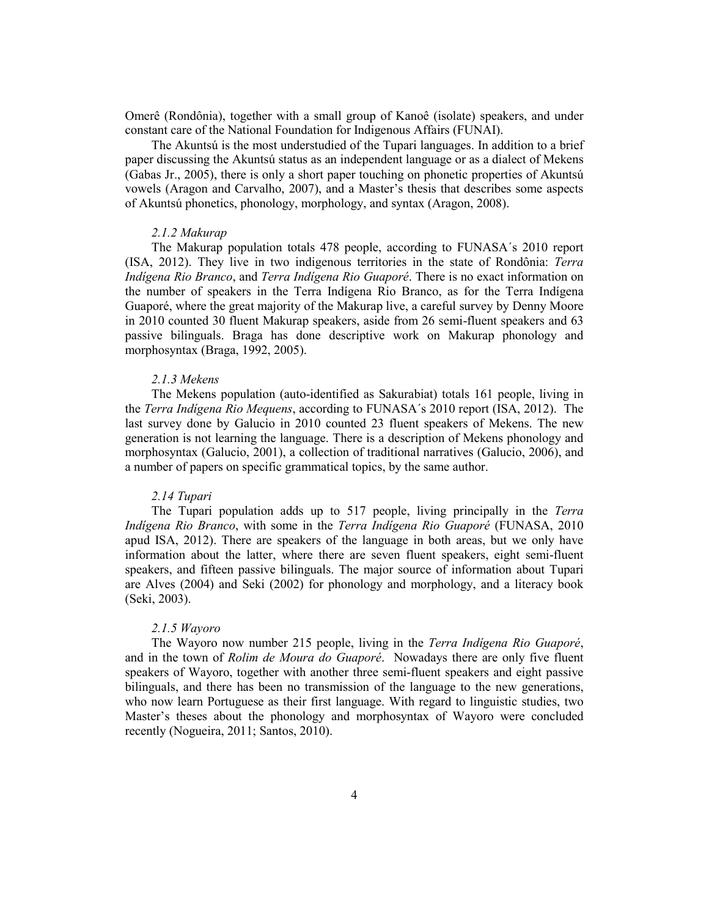Omerê (Rondônia), together with a small group of Kanoê (isolate) speakers, and under constant care of the National Foundation for Indigenous Affairs (FUNAI).

The Akuntsú is the most understudied of the Tupari languages. In addition to a brief paper discussing the Akuntsú status as an independent language or as a dialect of Mekens (Gabas Jr., 2005), there is only a short paper touching on phonetic properties of Akuntsú vowels (Aragon and Carvalho, 2007), and a Master's thesis that describes some aspects of Akuntsú phonetics, phonology, morphology, and syntax (Aragon, 2008).

#### *2.1.2 Makurap*

The Makurap population totals 478 people, according to FUNASA´s 2010 report (ISA, 2012). They live in two indigenous territories in the state of Rondônia: *Terra Indígena Rio Branco*, and *Terra Indígena Rio Guaporé*. There is no exact information on the number of speakers in the Terra Indígena Rio Branco, as for the Terra Indígena Guaporé, where the great majority of the Makurap live, a careful survey by Denny Moore in 2010 counted 30 fluent Makurap speakers, aside from 26 semi-fluent speakers and 63 passive bilinguals. Braga has done descriptive work on Makurap phonology and morphosyntax (Braga, 1992, 2005).

#### *2.1.3 Mekens*

The Mekens population (auto-identified as Sakurabiat) totals 161 people, living in the *Terra Indígena Rio Mequens*, according to FUNASA´s 2010 report (ISA, 2012). The last survey done by Galucio in 2010 counted 23 fluent speakers of Mekens. The new generation is not learning the language. There is a description of Mekens phonology and morphosyntax (Galucio, 2001), a collection of traditional narratives (Galucio, 2006), and a number of papers on specific grammatical topics, by the same author.

#### *2.14 Tupari*

The Tupari population adds up to 517 people, living principally in the *Terra Indígena Rio Branco*, with some in the *Terra Indígena Rio Guaporé* (FUNASA, 2010 apud ISA, 2012). There are speakers of the language in both areas, but we only have information about the latter, where there are seven fluent speakers, eight semi-fluent speakers, and fifteen passive bilinguals. The major source of information about Tupari are Alves (2004) and Seki (2002) for phonology and morphology, and a literacy book (Seki, 2003).

#### *2.1.5 Wayoro*

The Wayoro now number 215 people, living in the *Terra Indígena Rio Guaporé*, and in the town of *Rolim de Moura do Guaporé*. Nowadays there are only five fluent speakers of Wayoro, together with another three semi-fluent speakers and eight passive bilinguals, and there has been no transmission of the language to the new generations, who now learn Portuguese as their first language. With regard to linguistic studies, two Master's theses about the phonology and morphosyntax of Wayoro were concluded recently (Nogueira, 2011; Santos, 2010).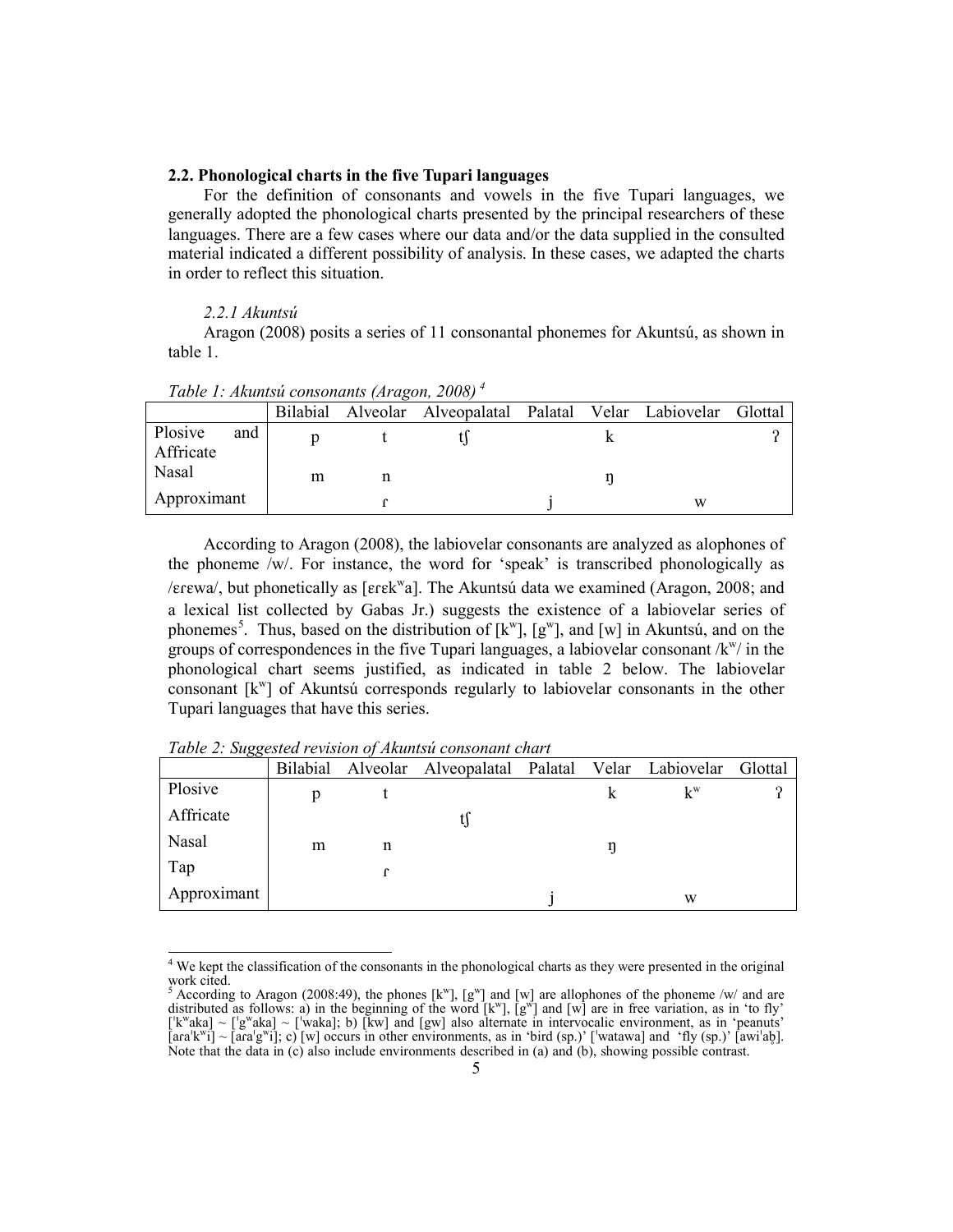### 2.2. Phonological charts in the five Tupari languages

For the definition of consonants and vowels in the five Tupari languages, we generally adopted the phonological charts presented by the principal researchers of these languages. There are a few cases where our data and/or the data supplied in the consulted material indicated a different possibility of analysis. In these cases, we adapted the charts in order to reflect this situation.

#### *2.2.1 Akuntsú*

Aragon (2008) posits a series of 11 consonantal phonemes for Akuntsú, as shown in table 1.

*Table 1: Akuntsú consonants (Aragon, 2008)* [4]

| | Bilabial | Alveolar | Alveopalatal | Palatal | Velar | Labiovelar | Glottal |
|---|---|---|---|---|---|---|---|
| Plosive and Affricate | p | t | tʃ | | k | | ʔ |
| Nasal | m | n | | | ŋ | | |
| Approximant | | ɾ | | j | | w | |

According to Aragon (2008), the labiovelar consonants are analyzed as alophones of the phoneme /w/. For instance, the word for 'speak' is transcribed phonologically as /ɛɾɛwa/, but phonetically as [ɛɾɛkʷa]. The Akuntsú data we examined (Aragon, 2008; and a lexical list collected by Gabas Jr.) suggests the existence of a labiovelar series of phonemes[5]. Thus, based on the distribution of [kʷ], [gʷ], and [w] in Akuntsú, and on the groups of correspondences in the five Tupari languages, a labiovelar consonant /kʷ/ in the phonological chart seems justified, as indicated in table 2 below. The labiovelar consonant [kʷ] of Akuntsú corresponds regularly to labiovelar consonants in the other Tupari languages that have this series.

*Table 2: Suggested revision of Akuntsú consonant chart*

| | Bilabial | Alveolar | Alveopalatal | Palatal | Velar | Labiovelar | Glottal |
|---|---|---|---|---|---|---|---|
| Plosive | p | t | | | k | kʷ | ʔ |
| Affricate | | | tʃ | | | | |
| Nasal | m | n | | | ŋ | | |
| Tap | | ɾ | | | | | |
| Approximant | | | | j | | w | |

[4] We kept the classification of the consonants in the phonological charts as they were presented in the original work cited.

[5] According to Aragon (2008:49), the phones [kʷ], [gʷ] and [w] are allophones of the phoneme /w/ and are distributed as follows: a) in the beginning of the word [kʷ], [gʷ] and [w] are in free variation, as in 'to fly' [ˈkʷaka] ~ [ˈgʷaka] ~ [ˈwaka]; b) [kw] and [gw] also alternate in intervocalic environment, as in 'peanuts' [araˈkʷi] ~ [araˈgʷi]; c) [w] occurs in other environments, as in 'bird (sp.)' [ˈwatawa] and 'fly (sp.)' [awiˈab̥]. Note that the data in (c) also include environments described in (a) and (b), showing possible contrast.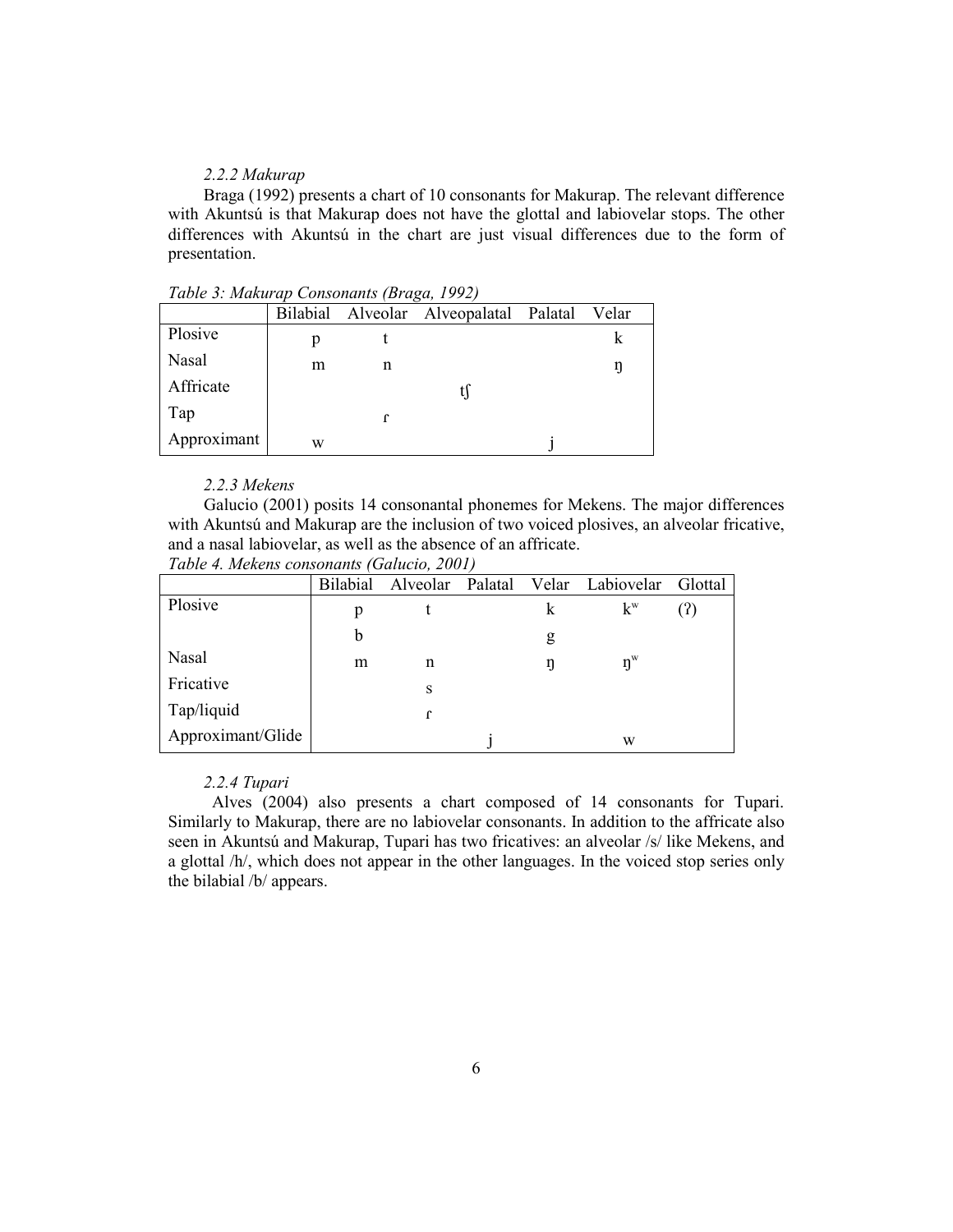### *2.2.2 Makurap*

Braga (1992) presents a chart of 10 consonants for Makurap. The relevant difference with Akuntsú is that Makurap does not have the glottal and labiovelar stops. The other differences with Akuntsú in the chart are just visual differences due to the form of presentation.

*Table 3: Makurap Consonants (Braga, 1992)*

| | Bilabial | Alveolar | Alveopalatal | Palatal | Velar |
|---|---|---|---|---|---|
| Plosive | p | t | | | k |
| Nasal | m | n | | | ŋ |
| Affricate | | | tʃ | | |
| Tap | | ɾ | | | |
| Approximant | w | | | j | |

### *2.2.3 Mekens*

Galucio (2001) posits 14 consonantal phonemes for Mekens. The major differences with Akuntsú and Makurap are the inclusion of two voiced plosives, an alveolar fricative, and a nasal labiovelar, as well as the absence of an affricate.

*Table 4. Mekens consonants (Galucio, 2001)*

| | Bilabial | Alveolar | Palatal | Velar | Labiovelar | Glottal |
|---|---|---|---|---|---|---|
| Plosive | p | t | | k | kʷ | (ʔ) |
| | b | | | g | | |
| Nasal | m | n | | ŋ | ŋʷ | |
| Fricative | | s | | | | |
| Tap/liquid | | ɾ | | | | |
| Approximant/Glide | | | j | | w | |

### *2.2.4 Tupari*

Alves (2004) also presents a chart composed of 14 consonants for Tupari. Similarly to Makurap, there are no labiovelar consonants. In addition to the affricate also seen in Akuntsú and Makurap, Tupari has two fricatives: an alveolar /s/ like Mekens, and a glottal /h/, which does not appear in the other languages. In the voiced stop series only the bilabial /b/ appears.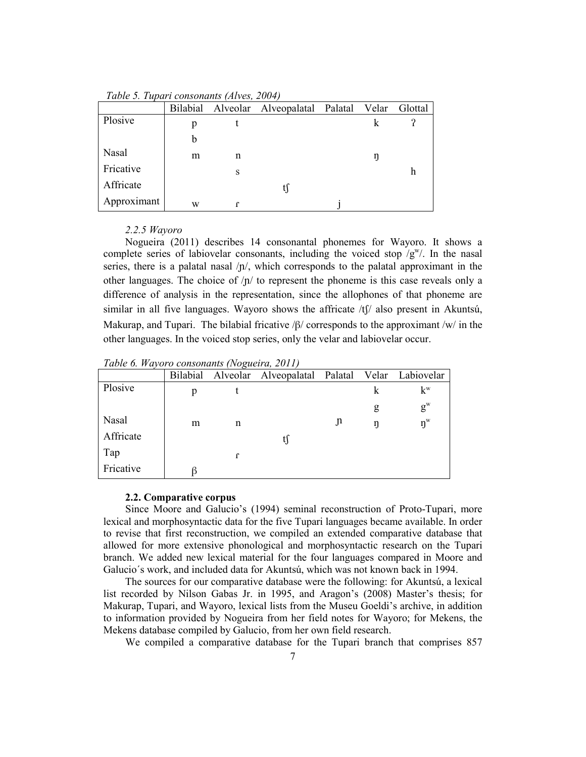*Table 5. Tupari consonants (Alves, 2004)*

| | Bilabial | Alveolar | Alveopalatal | Palatal | Velar | Glottal |
|---|---|---|---|---|---|---|
| Plosive | p | t | | | k | ʔ |
| | b | | | | | |
| Nasal | m | n | | | ŋ | |
| Fricative | | s | | | | h |
| Affricate | | | tʃ | | | |
| Approximant | w | ɾ | | j | | |

*2.2.5 Wayoro*

Nogueira (2011) describes 14 consonantal phonemes for Wayoro. It shows a complete series of labiovelar consonants, including the voiced stop /gʷ/. In the nasal series, there is a palatal nasal /ɲ/, which corresponds to the palatal approximant in the other languages. The choice of /ɲ/ to represent the phoneme is this case reveals only a difference of analysis in the representation, since the allophones of that phoneme are similar in all five languages. Wayoro shows the affricate /tʃ/ also present in Akuntsú, Makurap, and Tupari. The bilabial fricative /β/ corresponds to the approximant /w/ in the other languages. In the voiced stop series, only the velar and labiovelar occur.

*Table 6. Wayoro consonants (Nogueira, 2011)*

| | Bilabial | Alveolar | Alveopalatal | Palatal | Velar | Labiovelar |
|---|---|---|---|---|---|---|
| Plosive | p | t | | | k | kʷ |
| | | | | | g | gʷ |
| Nasal | m | n | | ɲ | ŋ | ŋʷ |
| Affricate | | | tʃ | | | |
| Tap | | ɾ | | | | |
| Fricative | β | | | | | |

**2.2. Comparative corpus**

Since Moore and Galucio's (1994) seminal reconstruction of Proto-Tupari, more lexical and morphosyntactic data for the five Tupari languages became available. In order to revise that first reconstruction, we compiled an extended comparative database that allowed for more extensive phonological and morphosyntactic research on the Tupari branch. We added new lexical material for the four languages compared in Moore and Galucio´s work, and included data for Akuntsú, which was not known back in 1994.

The sources for our comparative database were the following: for Akuntsú, a lexical list recorded by Nilson Gabas Jr. in 1995, and Aragon's (2008) Master's thesis; for Makurap, Tupari, and Wayoro, lexical lists from the Museu Goeldi's archive, in addition to information provided by Nogueira from her field notes for Wayoro; for Mekens, the Mekens database compiled by Galucio, from her own field research.

We compiled a comparative database for the Tupari branch that comprises 857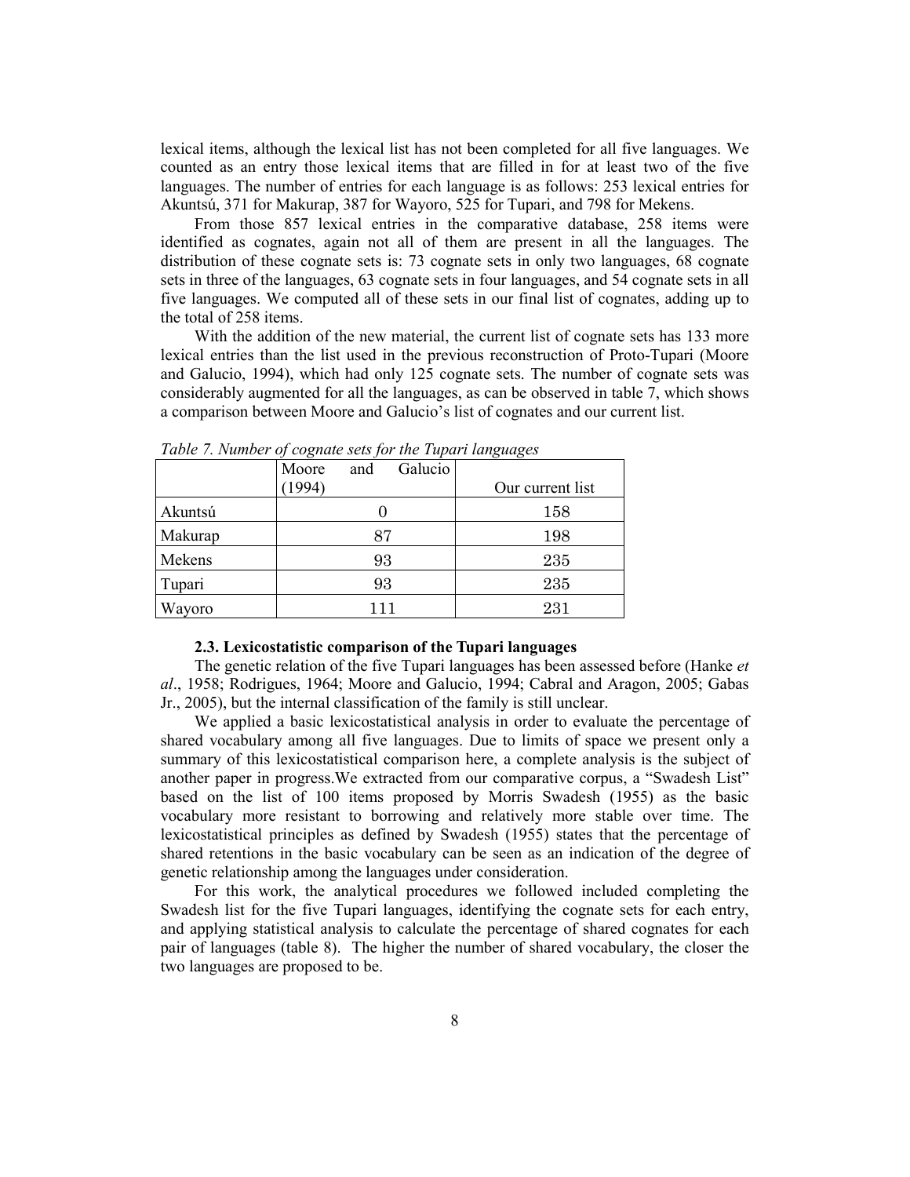lexical items, although the lexical list has not been completed for all five languages. We counted as an entry those lexical items that are filled in for at least two of the five languages. The number of entries for each language is as follows: 253 lexical entries for Akuntsú, 371 for Makurap, 387 for Wayoro, 525 for Tupari, and 798 for Mekens.

From those 857 lexical entries in the comparative database, 258 items were identified as cognates, again not all of them are present in all the languages. The distribution of these cognate sets is: 73 cognate sets in only two languages, 68 cognate sets in three of the languages, 63 cognate sets in four languages, and 54 cognate sets in all five languages. We computed all of these sets in our final list of cognates, adding up to the total of 258 items.

With the addition of the new material, the current list of cognate sets has 133 more lexical entries than the list used in the previous reconstruction of Proto-Tupari (Moore and Galucio, 1994), which had only 125 cognate sets. The number of cognate sets was considerably augmented for all the languages, as can be observed in table 7, which shows a comparison between Moore and Galucio's list of cognates and our current list.

*Table 7. Number of cognate sets for the Tupari languages*

| | Moore and Galucio (1994) | Our current list |
|---|---|---|
| Akuntsú | 0 | 158 |
| Makurap | 87 | 198 |
| Mekens | 93 | 235 |
| Tupari | 93 | 235 |
| Wayoro | 111 | 231 |

### 2.3. Lexicostatistic comparison of the Tupari languages

The genetic relation of the five Tupari languages has been assessed before (Hanke *et al*., 1958; Rodrigues, 1964; Moore and Galucio, 1994; Cabral and Aragon, 2005; Gabas Jr., 2005), but the internal classification of the family is still unclear.

We applied a basic lexicostatistical analysis in order to evaluate the percentage of shared vocabulary among all five languages. Due to limits of space we present only a summary of this lexicostatistical comparison here, a complete analysis is the subject of another paper in progress.We extracted from our comparative corpus, a "Swadesh List" based on the list of 100 items proposed by Morris Swadesh (1955) as the basic vocabulary more resistant to borrowing and relatively more stable over time. The lexicostatistical principles as defined by Swadesh (1955) states that the percentage of shared retentions in the basic vocabulary can be seen as an indication of the degree of genetic relationship among the languages under consideration.

For this work, the analytical procedures we followed included completing the Swadesh list for the five Tupari languages, identifying the cognate sets for each entry, and applying statistical analysis to calculate the percentage of shared cognates for each pair of languages (table 8). The higher the number of shared vocabulary, the closer the two languages are proposed to be.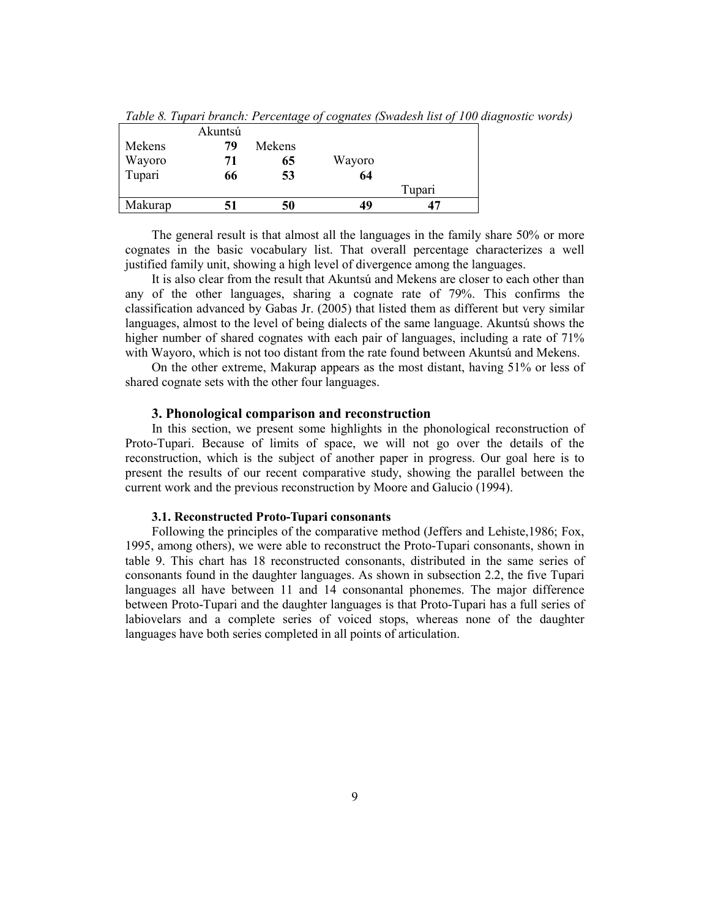*Table 8. Tupari branch: Percentage of cognates (Swadesh list of 100 diagnostic words)*

| | Akuntsú | | | |
|---|---|---|---|---|
| Mekens | **79** | Mekens | | |
| Wayoro | **71** | **65** | Wayoro | |
| Tupari | **66** | **53** | **64** | |
| | | | | Tupari |
| Makurap | **51** | **50** | **49** | **47** |

The general result is that almost all the languages in the family share 50% or more cognates in the basic vocabulary list. That overall percentage characterizes a well justified family unit, showing a high level of divergence among the languages.

It is also clear from the result that Akuntsú and Mekens are closer to each other than any of the other languages, sharing a cognate rate of 79%. This confirms the classification advanced by Gabas Jr. (2005) that listed them as different but very similar languages, almost to the level of being dialects of the same language. Akuntsú shows the higher number of shared cognates with each pair of languages, including a rate of 71% with Wayoro, which is not too distant from the rate found between Akuntsú and Mekens.

On the other extreme, Makurap appears as the most distant, having 51% or less of shared cognate sets with the other four languages.

## 3. Phonological comparison and reconstruction

In this section, we present some highlights in the phonological reconstruction of Proto-Tupari. Because of limits of space, we will not go over the details of the reconstruction, which is the subject of another paper in progress. Our goal here is to present the results of our recent comparative study, showing the parallel between the current work and the previous reconstruction by Moore and Galucio (1994).

### 3.1. Reconstructed Proto-Tupari consonants

Following the principles of the comparative method (Jeffers and Lehiste,1986; Fox, 1995, among others), we were able to reconstruct the Proto-Tupari consonants, shown in table 9. This chart has 18 reconstructed consonants, distributed in the same series of consonants found in the daughter languages. As shown in subsection 2.2, the five Tupari languages all have between 11 and 14 consonantal phonemes. The major difference between Proto-Tupari and the daughter languages is that Proto-Tupari has a full series of labiovelars and a complete series of voiced stops, whereas none of the daughter languages have both series completed in all points of articulation.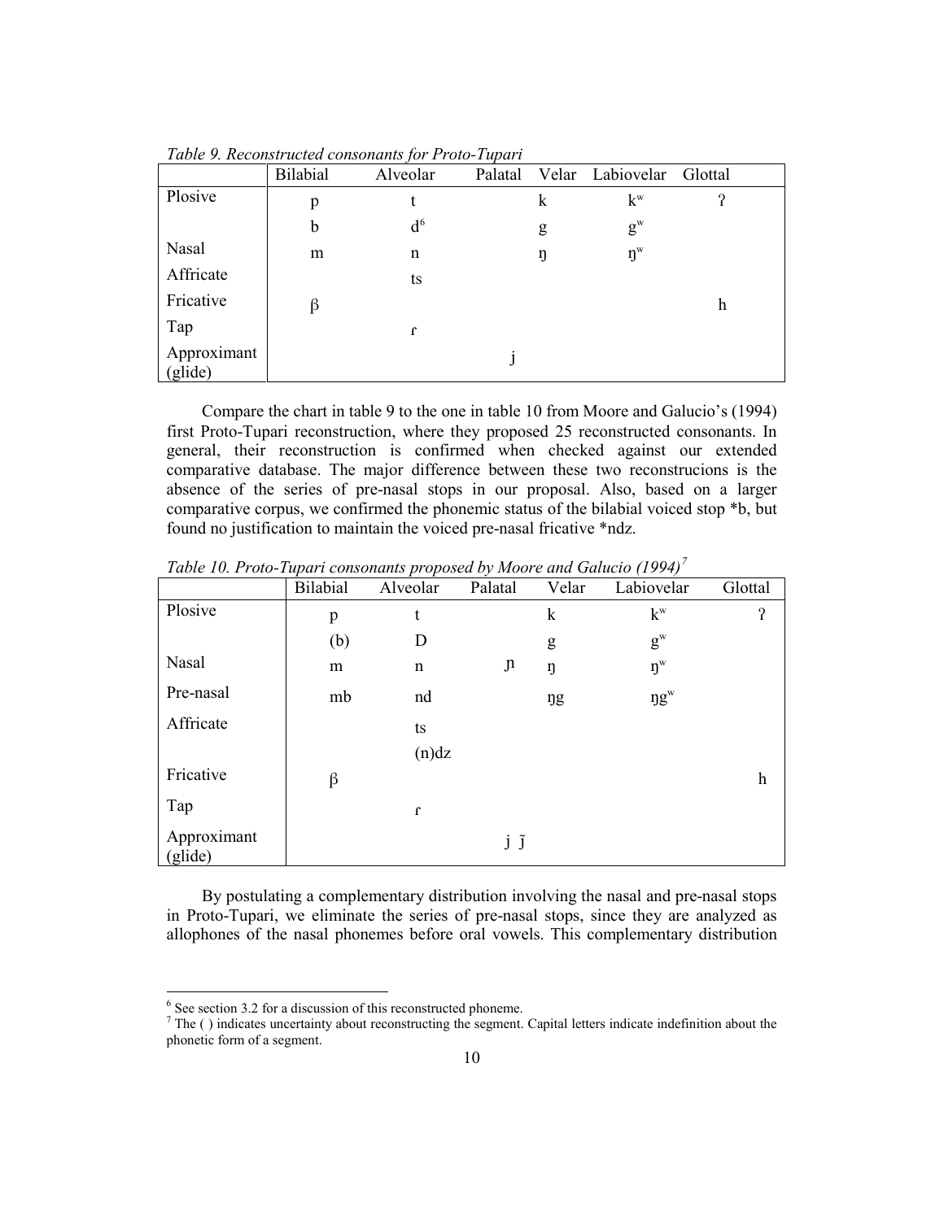*Table 9. Reconstructed consonants for Proto-Tupari*

| | Bilabial | Alveolar | Palatal | Velar | Labiovelar | Glottal |
|---|---|---|---|---|---|---|
| Plosive | p | t | | k | kʷ | ʔ |
| | b | d[6] | | g | gʷ | |
| Nasal | m | n | | ŋ | ŋʷ | |
| Affricate | | ts | | | | |
| Fricative | β | | | | | h |
| Tap | | ɾ | | | | |
| Approximant (glide) | | | j | | | |

Compare the chart in table 9 to the one in table 10 from Moore and Galucio's (1994) first Proto-Tupari reconstruction, where they proposed 25 reconstructed consonants. In general, their reconstruction is confirmed when checked against our extended comparative database. The major difference between these two reconstrucions is the absence of the series of pre-nasal stops in our proposal. Also, based on a larger comparative corpus, we confirmed the phonemic status of the bilabial voiced stop *b, but found no justification to maintain the voiced pre-nasal fricative *ndz.

*Table 10. Proto-Tupari consonants proposed by Moore and Galucio (1994)*[7]

| | Bilabial | Alveolar | Palatal | Velar | Labiovelar | Glottal |
|---|---|---|---|---|---|---|
| Plosive | p | t | | k | kʷ | ʔ |
| | (b) | D | | g | gʷ | |
| Nasal | m | n | ɲ | ŋ | ŋʷ | |
| Pre-nasal | mb | nd | | ŋg | ŋgʷ | |
| Affricate | | ts | | | | |
| | | (n)dz | | | | |
| Fricative | β | | | | | h |
| Tap | | ɾ | | | | |
| Approximant (glide) | | | j j̃ | | | |

By postulating a complementary distribution involving the nasal and pre-nasal stops in Proto-Tupari, we eliminate the series of pre-nasal stops, since they are analyzed as allophones of the nasal phonemes before oral vowels. This complementary distribution

[6] See section 3.2 for a discussion of this reconstructed phoneme.

[7] The ( ) indicates uncertainty about reconstructing the segment. Capital letters indicate indefinition about the phonetic form of a segment.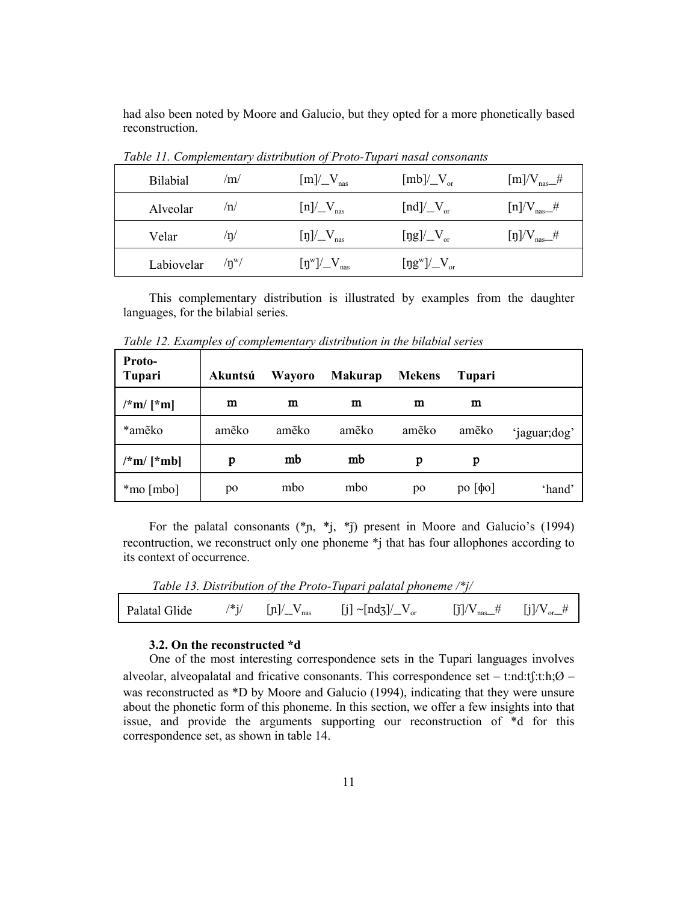had also been noted by Moore and Galucio, but they opted for a more phonetically based reconstruction.

*Table 11. Complementary distribution of Proto-Tupari nasal consonants*

| | | | | |
|---|---|---|---|---|
| Bilabial | /m/ | [m]/_$V_{nas}$ | [mb]/_$V_{or}$ | [m]/$V_{nas}$_# |
| Alveolar | /n/ | [n]/_$V_{nas}$ | [nd]/_$V_{or}$ | [n]/$V_{nas}$_# |
| Velar | /ŋ/ | [ŋ]/_$V_{nas}$ | [ŋg]/_$V_{or}$ | [ŋ]/$V_{nas}$_# |
| Labiovelar | /ŋʷ/ | [ŋʷ]/_$V_{nas}$ | [ŋgʷ]/_$V_{or}$ | |

This complementary distribution is illustrated by examples from the daughter languages, for the bilabial series.

*Table 12. Examples of complementary distribution in the bilabial series*

| Proto-Tupari | Akuntsú | Wayoro | Makurap | Mekens | Tupari | |
|---|---|---|---|---|---|---|
| **/*m/ [*m]** | **m** | **m** | **m** | **m** | **m** | |
| *amẽko | amẽko | amẽko | amẽko | amẽko | amẽko | 'jaguar;dog' |
| **/*m/ [*mb]** | **p** | **mb** | **mb** | **p** | **p** | |
| *mo [mbo] | po | mbo | mbo | po | po [ɸo] | 'hand' |

For the palatal consonants (*ɲ, *j, *j̃) present in Moore and Galucio's (1994) recontruction, we reconstruct only one phoneme *j that has four allophones according to its context of occurrence.

*Table 13. Distribution of the Proto-Tupari palatal phoneme /*j/*

| | | | | | |
|---|---|---|---|---|---|
| Palatal Glide | /*j/ | [ɲ]/_$V_{nas}$ | [j] ~[ndʒ]/_$V_{or}$ | [j̃]/$V_{nas}$_# | [j]/$V_{or}$_# |

### 3.2. On the reconstructed *d

One of the most interesting correspondence sets in the Tupari languages involves alveolar, alveopalatal and fricative consonants. This correspondence set – t:nd:tʃ:t:h;Ø – was reconstructed as *D by Moore and Galucio (1994), indicating that they were unsure about the phonetic form of this phoneme. In this section, we offer a few insights into that issue, and provide the arguments supporting our reconstruction of *d for this correspondence set, as shown in table 14.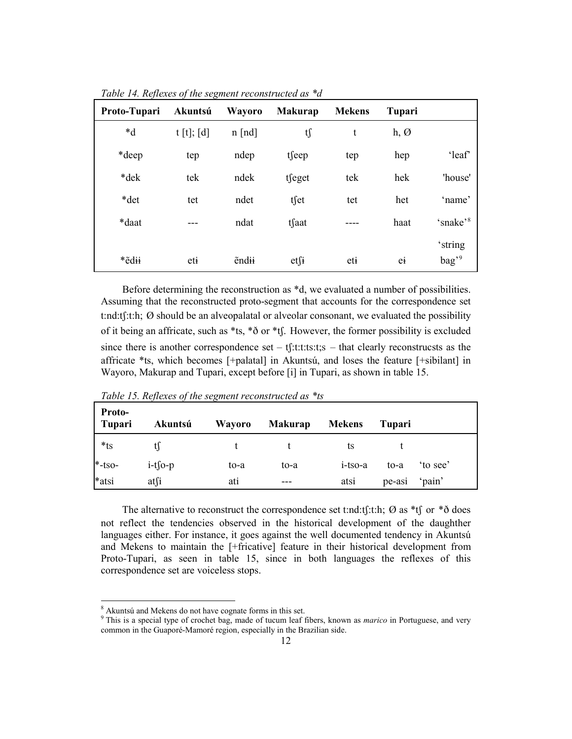*Table 14. Reflexes of the segment reconstructed as *d*

| Proto-Tupari | Akuntsú | Wayoro | Makurap | Mekens | Tupari | |
|---|---|---|---|---|---|---|
| *d | t [t]; [d] | n [nd] | tʃ | t | h, Ø | |
| *deep | tep | ndep | tʃeep | tep | hep | 'leaf' |
| *dek | tek | ndek | tʃeget | tek | hek | 'house' |
| *det | tet | ndet | tʃet | tet | het | 'name' |
| *daat | --- | ndat | tʃaat | ---- | haat | 'snake'[8] |
| *ẽdɨɨ | etɨ | ẽndɨɨ | etʃɨ | etɨ | eɨ | 'string bag'[9] |

Before determining the reconstruction as *d, we evaluated a number of possibilities. Assuming that the reconstructed proto-segment that accounts for the correspondence set t:nd:tʃ:t:h; Ø should be an alveopalatal or alveolar consonant, we evaluated the possibility of it being an affricate, such as *ts, *ð or *tʃ. However, the former possibility is excluded since there is another correspondence set – tʃ:t:t:ts:t;s – that clearly reconstrucsts as the affricate *ts, which becomes [+palatal] in Akuntsú, and loses the feature [+sibilant] in Wayoro, Makurap and Tupari, except before [i] in Tupari, as shown in table 15.

*Table 15. Reflexes of the segment reconstructed as *ts*

| Proto-Tupari | Akuntsú | Wayoro | Makurap | Mekens | Tupari | |
|---|---|---|---|---|---|---|
| *ts | tʃ | t | t | ts | t | |
| *-tso- | i-tʃo-p | to-a | to-a | i-tso-a | to-a | 'to see' |
| *atsi | atʃi | ati | --- | atsi | pe-asi | 'pain' |

The alternative to reconstruct the correspondence set t:nd:tʃ:t:h; Ø as *tʃ or *ð does not reflect the tendencies observed in the historical development of the daughther languages either. For instance, it goes against the well documented tendency in Akuntsú and Mekens to maintain the [+fricative] feature in their historical development from Proto-Tupari, as seen in table 15, since in both languages the reflexes of this correspondence set are voiceless stops.

[8] Akuntsú and Mekens do not have cognate forms in this set.

[9] This is a special type of crochet bag, made of tucum leaf fibers, known as *marico* in Portuguese, and very common in the Guaporé-Mamoré region, especially in the Brazilian side.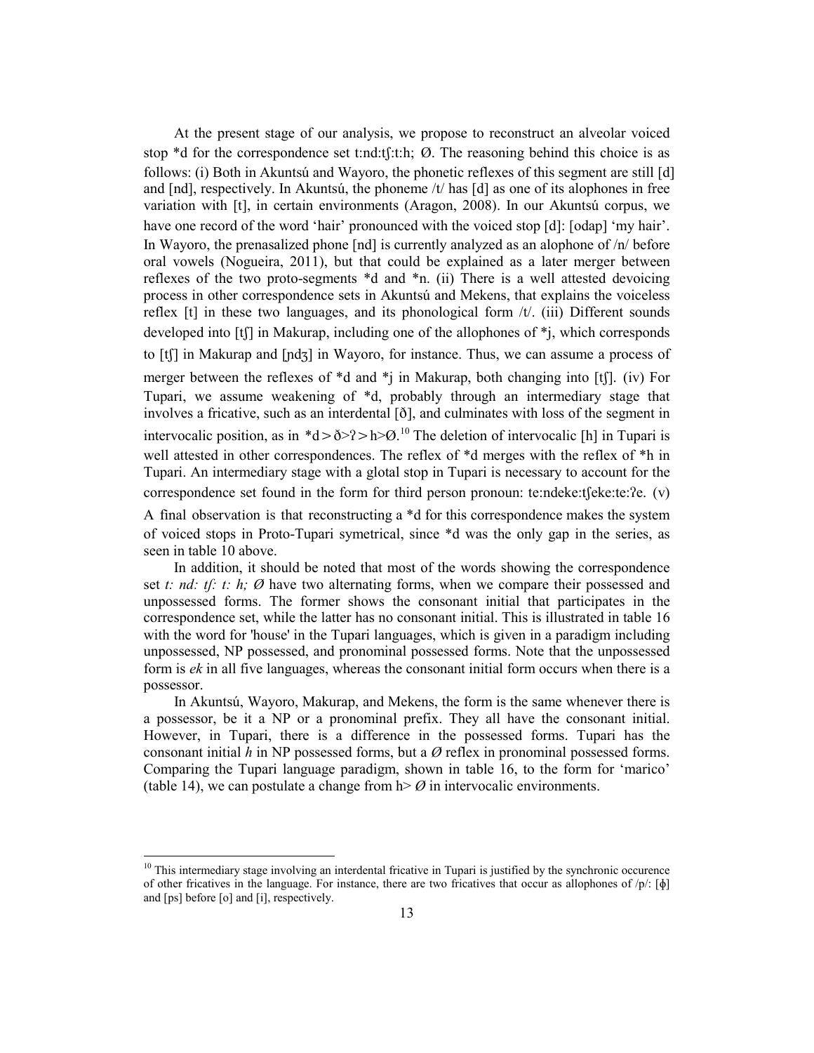At the present stage of our analysis, we propose to reconstruct an alveolar voiced stop *d for the correspondence set t:nd:tʃ:t:h; Ø. The reasoning behind this choice is as follows: (i) Both in Akuntsú and Wayoro, the phonetic reflexes of this segment are still [d] and [nd], respectively. In Akuntsú, the phoneme /t/ has [d] as one of its alophones in free variation with [t], in certain environments (Aragon, 2008). In our Akuntsú corpus, we have one record of the word 'hair' pronounced with the voiced stop [d]: [odap] 'my hair'. In Wayoro, the prenasalized phone [nd] is currently analyzed as an alophone of /n/ before oral vowels (Nogueira, 2011), but that could be explained as a later merger between reflexes of the two proto-segments *d and *n. (ii) There is a well attested devoicing process in other correspondence sets in Akuntsú and Mekens, that explains the voiceless reflex [t] in these two languages, and its phonological form /t/. (iii) Different sounds developed into [tʃ] in Makurap, including one of the allophones of *j, which corresponds to [tʃ] in Makurap and [ɲdʒ] in Wayoro, for instance. Thus, we can assume a process of merger between the reflexes of *d and *j in Makurap, both changing into [tʃ]. (iv) For Tupari, we assume weakening of *d, probably through an intermediary stage that involves a fricative, such as an interdental [ð], and culminates with loss of the segment in intervocalic position, as in *d > ð>ʔ > h>Ø.[10] The deletion of intervocalic [h] in Tupari is well attested in other correspondences. The reflex of *d merges with the reflex of *h in Tupari. An intermediary stage with a glotal stop in Tupari is necessary to account for the correspondence set found in the form for third person pronoun: te:ndeke:tʃeke:te:ʔe. (v) A final observation is that reconstructing a *d for this correspondence makes the system of voiced stops in Proto-Tupari symetrical, since *d was the only gap in the series, as seen in table 10 above.

In addition, it should be noted that most of the words showing the correspondence set *t: nd: tʃ: t: h; Ø* have two alternating forms, when we compare their possessed and unpossessed forms. The former shows the consonant initial that participates in the correspondence set, while the latter has no consonant initial. This is illustrated in table 16 with the word for 'house' in the Tupari languages, which is given in a paradigm including unpossessed, NP possessed, and pronominal possessed forms. Note that the unpossessed form is *ek* in all five languages, whereas the consonant initial form occurs when there is a possessor.

In Akuntsú, Wayoro, Makurap, and Mekens, the form is the same whenever there is a possessor, be it a NP or a pronominal prefix. They all have the consonant initial. However, in Tupari, there is a difference in the possessed forms. Tupari has the consonant initial *h* in NP possessed forms, but a *Ø* reflex in pronominal possessed forms. Comparing the Tupari language paradigm, shown in table 16, to the form for 'marico' (table 14), we can postulate a change from h> *Ø* in intervocalic environments.

[10] This intermediary stage involving an interdental fricative in Tupari is justified by the synchronic occurence of other fricatives in the language. For instance, there are two fricatives that occur as allophones of /p/: [ɸ] and [ps] before [o] and [i], respectively.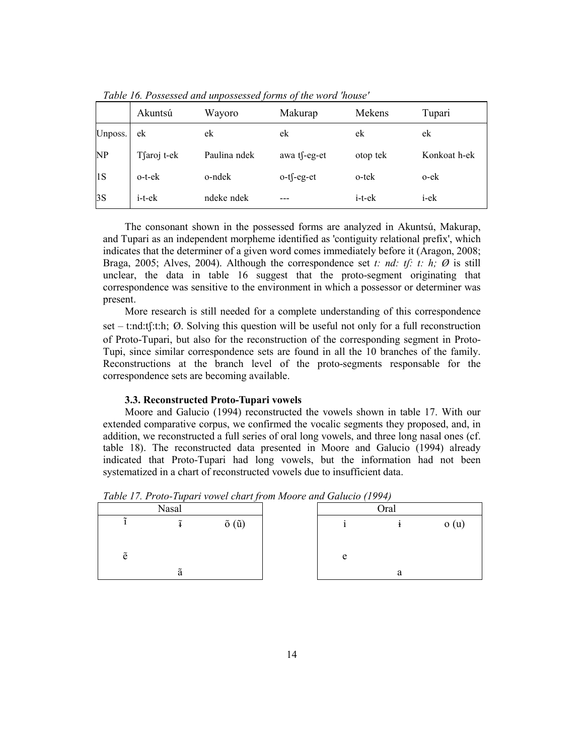*Table 16. Possessed and unpossessed forms of the word 'house'*

| | Akuntsú | Wayoro | Makurap | Mekens | Tupari |
|---|---|---|---|---|---|
| Unposs. | ek | ek | ek | ek | ek |
| NP | Tʃaroj t-ek | Paulina ndek | awa tʃ-eg-et | otop tek | Konkoat h-ek |
| 1S | o-t-ek | o-ndek | o-tʃ-eg-et | o-tek | o-ek |
| 3S | i-t-ek | ndeke ndek | --- | i-t-ek | i-ek |

The consonant shown in the possessed forms are analyzed in Akuntsú, Makurap, and Tupari as an independent morpheme identified as 'contiguity relational prefix', which indicates that the determiner of a given word comes immediately before it (Aragon, 2008; Braga, 2005; Alves, 2004). Although the correspondence set *t: nd: tʃ: t: h; Ø* is still unclear, the data in table 16 suggest that the proto-segment originating that correspondence was sensitive to the environment in which a possessor or determiner was present.

More research is still needed for a complete understanding of this correspondence set – t:nd:tʃ:t:h; Ø. Solving this question will be useful not only for a full reconstruction of Proto-Tupari, but also for the reconstruction of the corresponding segment in Proto-Tupi, since similar correspondence sets are found in all the 10 branches of the family. Reconstructions at the branch level of the proto-segments responsable for the correspondence sets are becoming available.

### 3.3. Reconstructed Proto-Tupari vowels

Moore and Galucio (1994) reconstructed the vowels shown in table 17. With our extended comparative corpus, we confirmed the vocalic segments they proposed, and, in addition, we reconstructed a full series of oral long vowels, and three long nasal ones (cf. table 18). The reconstructed data presented in Moore and Galucio (1994) already indicated that Proto-Tupari had long vowels, but the information had not been systematized in a chart of reconstructed vowels due to insufficient data.

*Table 17. Proto-Tupari vowel chart from Moore and Galucio (1994)*

| Nasal | | |
|---|---|---|
| ĩ | ɨ̃ | õ (ũ) |
| ẽ | | |
| | ã | |

| Oral | | |
|---|---|---|
| i | ɨ | o (u) |
| e | | |
| | a | |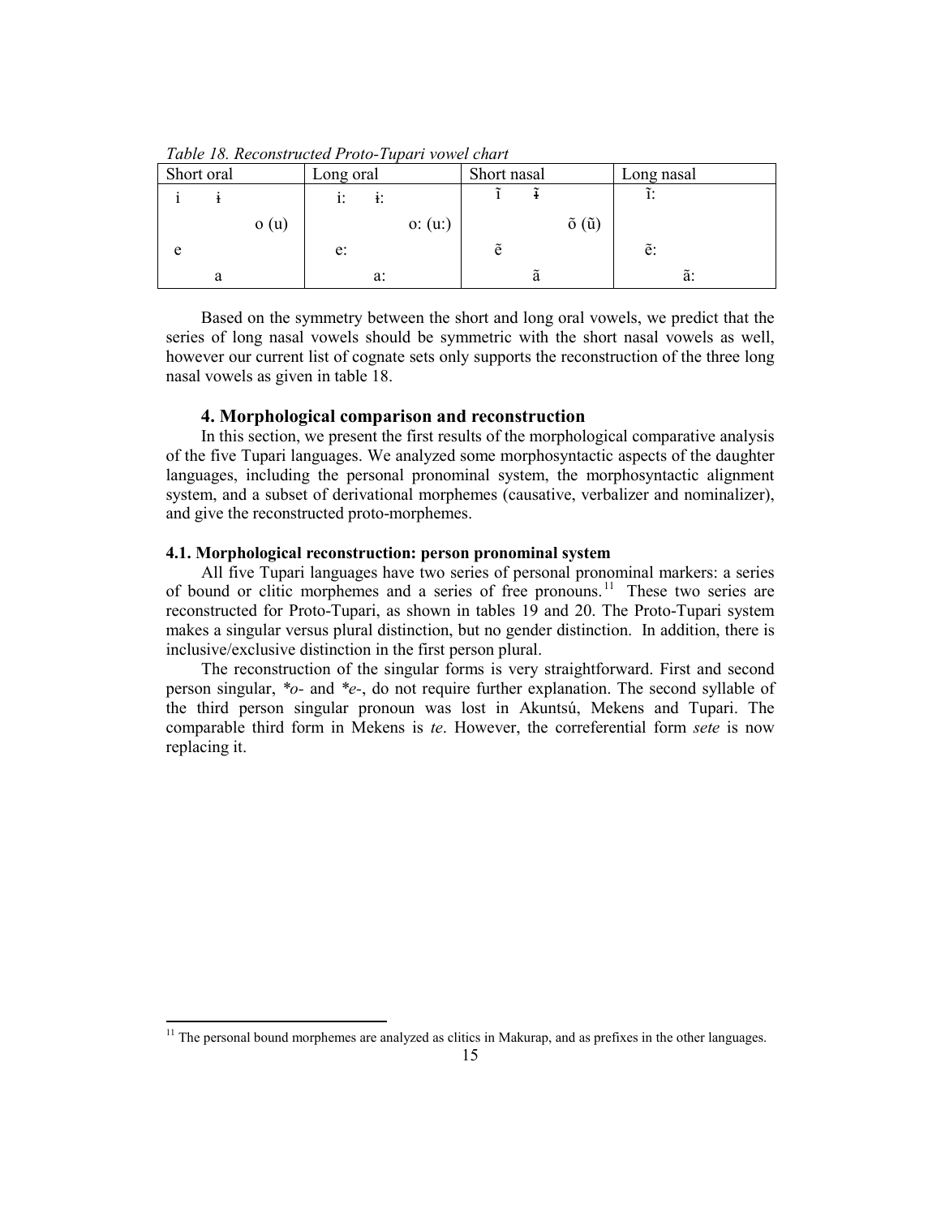*Table 18. Reconstructed Proto-Tupari vowel chart*

| Short oral | Long oral | Short nasal | Long nasal |
|---|---|---|---|
| i ɨ | iː ɨː | ĩ ɨ̃ | ĩː |
| o (u) | oː (uː) | õ (ũ) | |
| e | eː | ẽ | ẽː |
| a | aː | ã | ãː |

Based on the symmetry between the short and long oral vowels, we predict that the series of long nasal vowels should be symmetric with the short nasal vowels as well, however our current list of cognate sets only supports the reconstruction of the three long nasal vowels as given in table 18.

## 4. Morphological comparison and reconstruction

In this section, we present the first results of the morphological comparative analysis of the five Tupari languages. We analyzed some morphosyntactic aspects of the daughter languages, including the personal pronominal system, the morphosyntactic alignment system, and a subset of derivational morphemes (causative, verbalizer and nominalizer), and give the reconstructed proto-morphemes.

### 4.1. Morphological reconstruction: person pronominal system

All five Tupari languages have two series of personal pronominal markers: a series of bound or clitic morphemes and a series of free pronouns.[11] These two series are reconstructed for Proto-Tupari, as shown in tables 19 and 20. The Proto-Tupari system makes a singular versus plural distinction, but no gender distinction. In addition, there is inclusive/exclusive distinction in the first person plural.

The reconstruction of the singular forms is very straightforward. First and second person singular, **o-* and **e-*, do not require further explanation. The second syllable of the third person singular pronoun was lost in Akuntsú, Mekens and Tupari. The comparable third form in Mekens is *te*. However, the correferential form *sete* is now replacing it.

---

[11] The personal bound morphemes are analyzed as clitics in Makurap, and as prefixes in the other languages.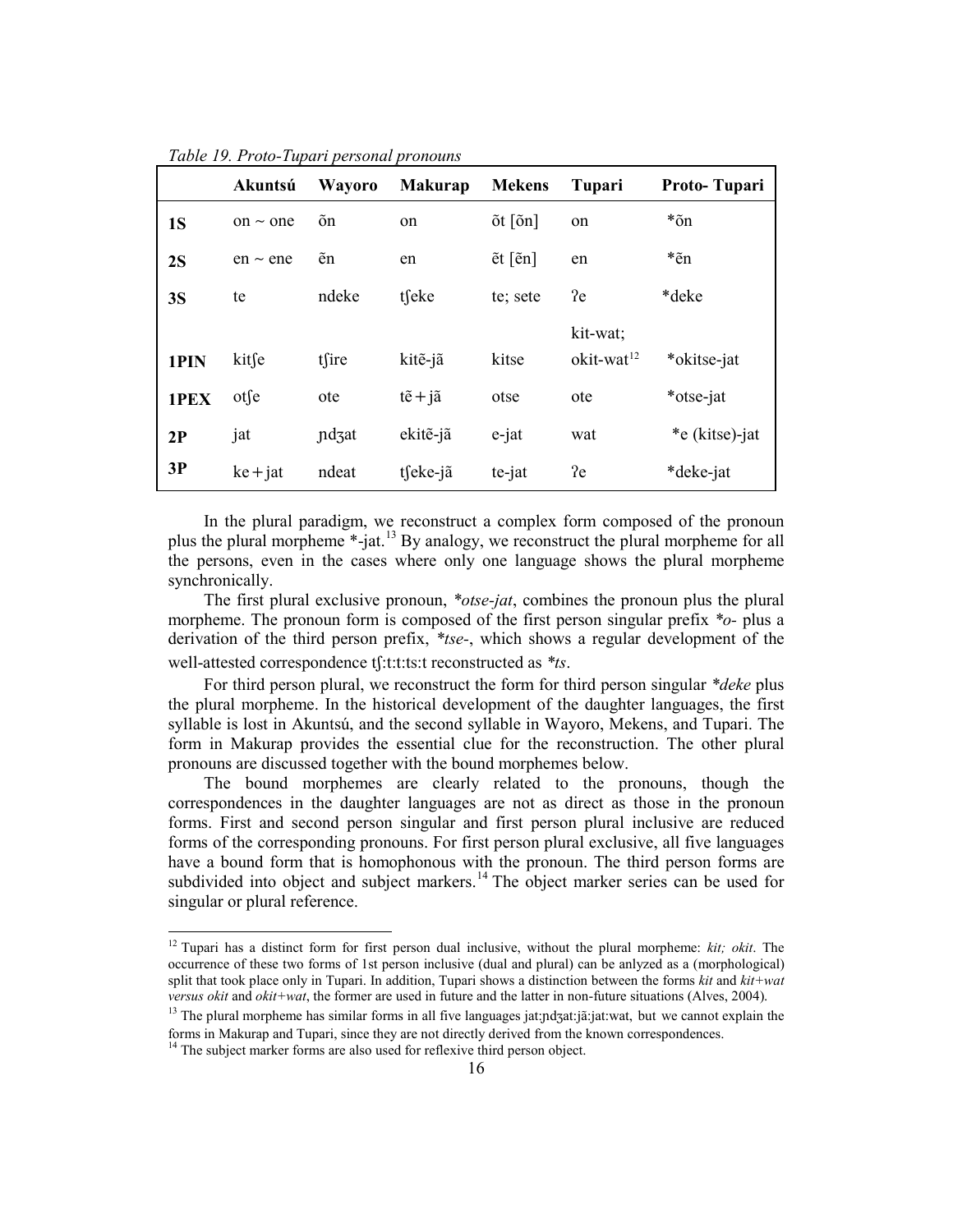*Table 19. Proto-Tupari personal pronouns*

| | Akuntsú | Wayoro | Makurap | Mekens | Tupari | Proto- Tupari |
|---|---|---|---|---|---|---|
| **1S** | on ~ one | õn | on | õt [õn] | on | *õn |
| **2S** | en ~ ene | ẽn | en | ẽt [ẽn] | en | *ẽn |
| **3S** | te | ndeke | tʃeke | te; sete | ʔe | *deke |
| **1PIN** | kitʃe | tʃire | kitẽ-jã | kitse | kit-wat; okit-wat[12] | *okitse-jat |
| **1PEX** | otʃe | ote | tẽ + jã | otse | ote | *otse-jat |
| **2P** | jat | ɲdʒat | ekitẽ-jã | e-jat | wat | *e (kitse)-jat |
| **3P** | ke + jat | ndeat | tʃeke-jã | te-jat | ʔe | *deke-jat |

In the plural paradigm, we reconstruct a complex form composed of the pronoun plus the plural morpheme *-jat.[13] By analogy, we reconstruct the plural morpheme for all the persons, even in the cases where only one language shows the plural morpheme synchronically.

The first plural exclusive pronoun, **otse-jat*, combines the pronoun plus the plural morpheme. The pronoun form is composed of the first person singular prefix **o-* plus a derivation of the third person prefix, **tse-*, which shows a regular development of the well-attested correspondence tʃ:t:t:ts:t reconstructed as **ts*.

For third person plural, we reconstruct the form for third person singular **deke* plus the plural morpheme. In the historical development of the daughter languages, the first syllable is lost in Akuntsú, and the second syllable in Wayoro, Mekens, and Tupari. The form in Makurap provides the essential clue for the reconstruction. The other plural pronouns are discussed together with the bound morphemes below.

The bound morphemes are clearly related to the pronouns, though the correspondences in the daughter languages are not as direct as those in the pronoun forms. First and second person singular and first person plural inclusive are reduced forms of the corresponding pronouns. For first person plural exclusive, all five languages have a bound form that is homophonous with the pronoun. The third person forms are subdivided into object and subject markers.[14] The object marker series can be used for singular or plural reference.

---

[12] Tupari has a distinct form for first person dual inclusive, without the plural morpheme: *kit; okit*. The occurrence of these two forms of 1st person inclusive (dual and plural) can be anlyzed as a (morphological) split that took place only in Tupari. In addition, Tupari shows a distinction between the forms *kit* and *kit+wat versus okit* and *okit+wat*, the former are used in future and the latter in non-future situations (Alves, 2004).

[13] The plural morpheme has similar forms in all five languages jat:ɲdʒat:jã:jat:wat, but we cannot explain the forms in Makurap and Tupari, since they are not directly derived from the known correspondences.

[14] The subject marker forms are also used for reflexive third person object.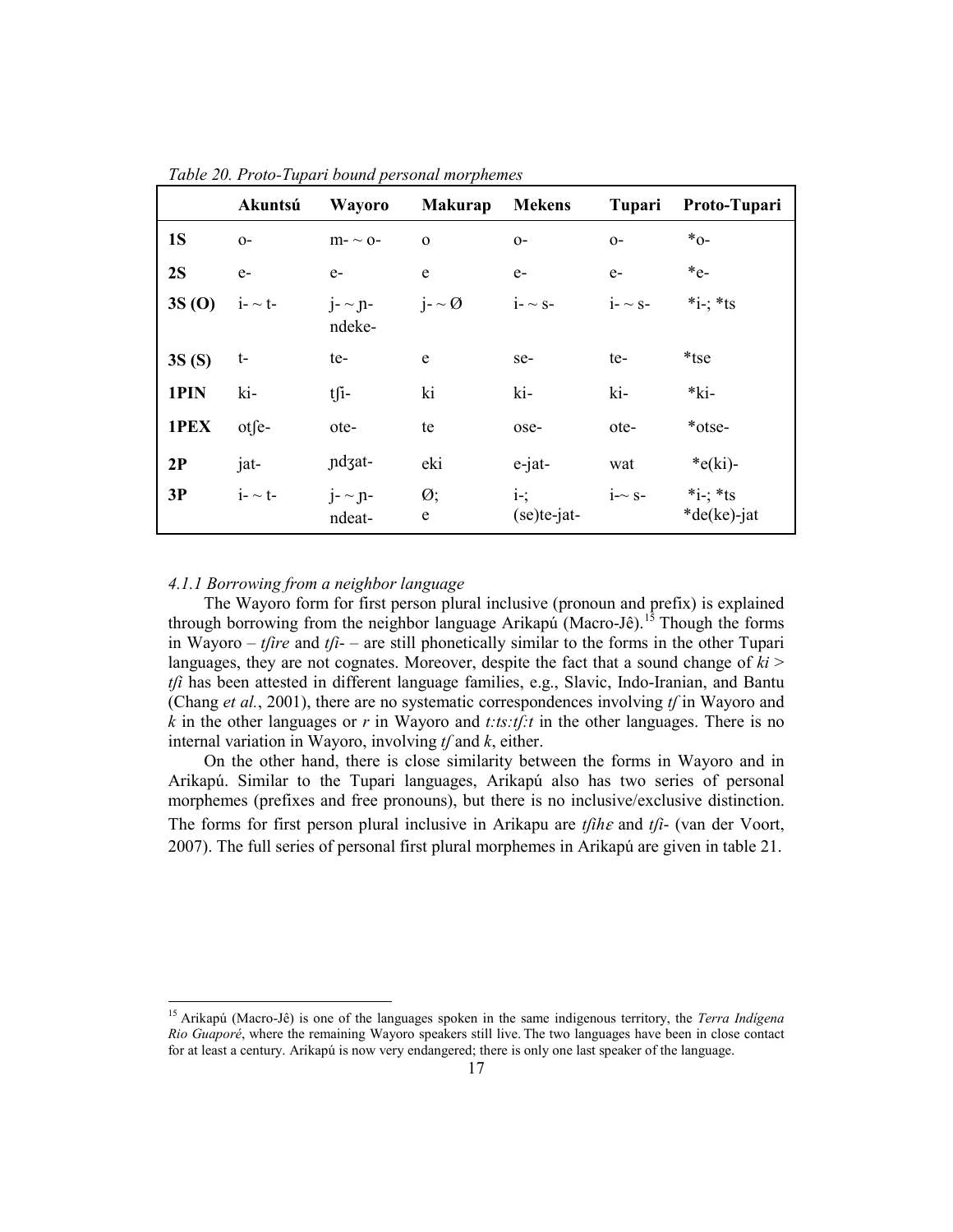*Table 20. Proto-Tupari bound personal morphemes*

| | Akuntsú | Wayoro | Makurap | Mekens | Tupari | Proto-Tupari |
|---|---|---|---|---|---|---|
| **1S** | o- | m- ~ o- | o | o- | o- | *o- |
| **2S** | e- | e- | e | e- | e- | *e- |
| **3S (O)** | i- ~ t- | j- ~ ɲ- ndeke- | j- ~ Ø | i- ~ s- | i- ~ s- | *i-; *ts |
| **3S (S)** | t- | te- | e | se- | te- | *tse |
| **1PIN** | ki- | tʃɨ- | ki | ki- | ki- | *ki- |
| **1PEX** | otʃe- | ote- | te | ose- | ote- | *otse- |
| **2P** | jat- | ɲdʒat- | eki | e-jat- | wat | *e(ki)- |
| **3P** | i- ~ t- | j- ~ ɲ- ndeat- | Ø; e | i-; (se)te-jat- | i-~ s- | *i-; *ts *de(ke)-jat |

#### *4.1.1 Borrowing from a neighbor language*

The Wayoro form for first person plural inclusive (pronoun and prefix) is explained through borrowing from the neighbor language Arikapú (Macro-Jê).[15] Though the forms in Wayoro – *tʃire* and *tʃɨ-* – are still phonetically similar to the forms in the other Tupari languages, they are not cognates. Moreover, despite the fact that a sound change of *ki* > *tʃi* has been attested in different language families, e.g., Slavic, Indo-Iranian, and Bantu (Chang *et al.*, 2001), there are no systematic correspondences involving *tʃ* in Wayoro and *k* in the other languages or *r* in Wayoro and *t:ts:tʃ:t* in the other languages. There is no internal variation in Wayoro, involving *tʃ* and *k*, either.

On the other hand, there is close similarity between the forms in Wayoro and in Arikapú. Similar to the Tupari languages, Arikapú also has two series of personal morphemes (prefixes and free pronouns), but there is no inclusive/exclusive distinction. The forms for first person plural inclusive in Arikapu are *tʃihɛ* and *tʃi-* (van der Voort, 2007). The full series of personal first plural morphemes in Arikapú are given in table 21.

[15] Arikapú (Macro-Jê) is one of the languages spoken in the same indigenous territory, the *Terra Indígena Rio Guaporé*, where the remaining Wayoro speakers still live. The two languages have been in close contact for at least a century. Arikapú is now very endangered; there is only one last speaker of the language.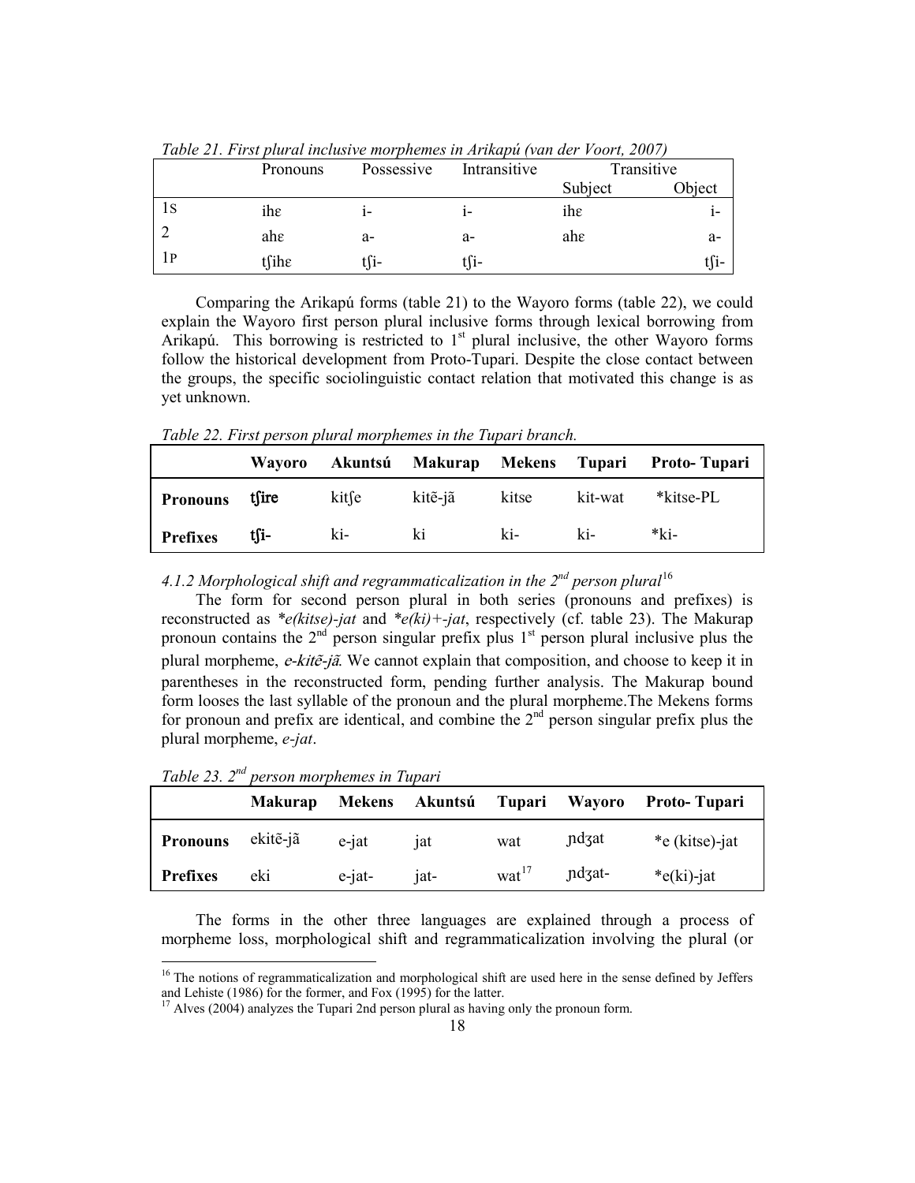*Table 21. First plural inclusive morphemes in Arikapú (van der Voort, 2007)*

| | Pronouns | Possessive | Intransitive | Transitive | |
|---|---|---|---|---|---|
| | | | | Subject | Object |
| 1S | ihɛ | i- | i- | ihɛ | i- |
| 2 | ahɛ | a- | a- | ahɛ | a- |
| 1P | tʃihɛ | tʃi- | tʃi- | | tʃi- |

Comparing the Arikapú forms (table 21) to the Wayoro forms (table 22), we could explain the Wayoro first person plural inclusive forms through lexical borrowing from Arikapú. This borrowing is restricted to 1st plural inclusive, the other Wayoro forms follow the historical development from Proto-Tupari. Despite the close contact between the groups, the specific sociolinguistic contact relation that motivated this change is as yet unknown.

*Table 22. First person plural morphemes in the Tupari branch.*

| | Wayoro | Akuntsú | Makurap | Mekens | Tupari | Proto- Tupari |
|---|---|---|---|---|---|---|
| **Pronouns** | **tʃire** | kitʃe | kitẽ-jã | kitse | kit-wat | *kitse-PL |
| **Prefixes** | **tʃi-** | ki- | ki | ki- | ki- | *ki- |

### 4.1.2 Morphological shift and regrammaticalization in the 2nd person plural[16]

The form for second person plural in both series (pronouns and prefixes) is reconstructed as *\*e(kitse)-jat* and *\*e(ki)+-jat*, respectively (cf. table 23). The Makurap pronoun contains the 2nd person singular prefix plus 1st person plural inclusive plus the plural morpheme, *e-kitẽ-jã*. We cannot explain that composition, and choose to keep it in parentheses in the reconstructed form, pending further analysis. The Makurap bound form looses the last syllable of the pronoun and the plural morpheme.The Mekens forms for pronoun and prefix are identical, and combine the 2nd person singular prefix plus the plural morpheme, *e-jat*.

*Table 23. 2nd person morphemes in Tupari*

| | Makurap | Mekens | Akuntsú | Tupari | Wayoro | Proto- Tupari |
|---|---|---|---|---|---|---|
| **Pronouns** | ekitẽ-jã | e-jat | jat | wat | ɲdʒat | *e (kitse)-jat |
| **Prefixes** | eki | e-jat- | jat- | wat[17] | ɲdʒat- | *e(ki)-jat |

The forms in the other three languages are explained through a process of morpheme loss, morphological shift and regrammaticalization involving the plural (or

[16] The notions of regrammaticalization and morphological shift are used here in the sense defined by Jeffers and Lehiste (1986) for the former, and Fox (1995) for the latter.

[17] Alves (2004) analyzes the Tupari 2nd person plural as having only the pronoun form.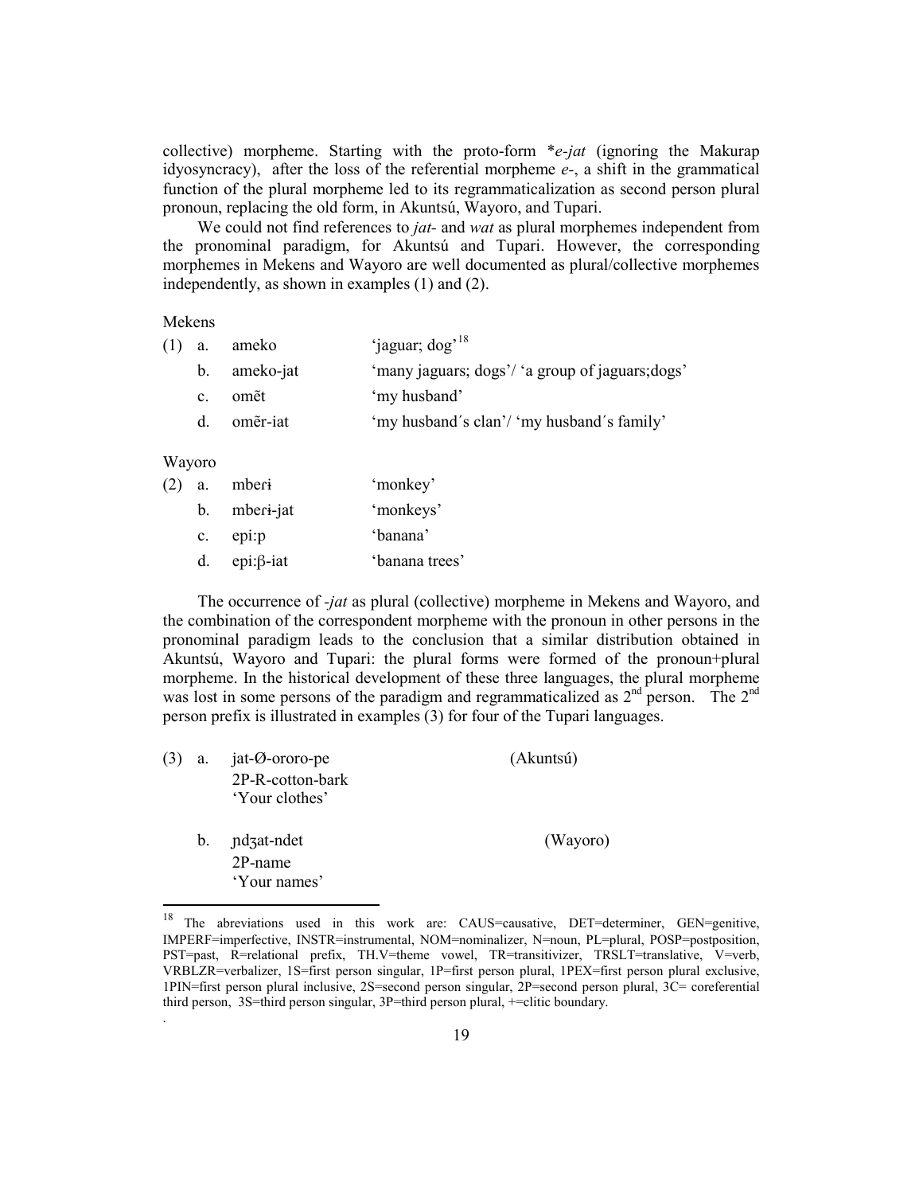collective) morpheme. Starting with the proto-form *\*e-jat* (ignoring the Makurap idyosyncracy), after the loss of the referential morpheme *e-*, a shift in the grammatical function of the plural morpheme led to its regrammaticalization as second person plural pronoun, replacing the old form, in Akuntsú, Wayoro, and Tupari.

We could not find references to *jat-* and *wat* as plural morphemes independent from the pronominal paradigm, for Akuntsú and Tupari. However, the corresponding morphemes in Mekens and Wayoro are well documented as plural/collective morphemes independently, as shown in examples (1) and (2).

Mekens

| | | | |
|---|---|---|---|
| (1) | a. | ameko | 'jaguar; dog'[18] |
| | b. | ameko-jat | 'many jaguars; dogs'/ 'a group of jaguars;dogs' |
| | c. | omẽt | 'my husband' |
| | d. | omẽr-iat | 'my husband´s clan'/ 'my husband´s family' |

Wayoro

| | | | |
|---|---|---|---|
| (2) | a. | mberɨ | 'monkey' |
| | b. | mberɨ-jat | 'monkeys' |
| | c. | epi:p | 'banana' |
| | d. | epi:β-iat | 'banana trees' |

The occurrence of *-jat* as plural (collective) morpheme in Mekens and Wayoro, and the combination of the correspondent morpheme with the pronoun in other persons in the pronominal paradigm leads to the conclusion that a similar distribution obtained in Akuntsú, Wayoro and Tupari: the plural forms were formed of the pronoun+plural morpheme. In the historical development of these three languages, the plural morpheme was lost in some persons of the paradigm and regrammaticalized as 2[nd] person. The 2[nd] person prefix is illustrated in examples (3) for four of the Tupari languages.

(3) a. jat-Ø-ororo-pe (Akuntsú)
2P-R-cotton-bark
'Your clothes'

b. ɲdʒat-ndet (Wayoro)
2P-name
'Your names'

---

[18] The abreviations used in this work are: CAUS=causative, DET=determiner, GEN=genitive, IMPERF=imperfective, INSTR=instrumental, NOM=nominalizer, N=noun, PL=plural, POSP=postposition, PST=past, R=relational prefix, TH.V=theme vowel, TR=transitivizer, TRSLT=translative, V=verb, VRBLZR=verbalizer, 1S=first person singular, 1P=first person plural, 1PEX=first person plural exclusive, 1PIN=first person plural inclusive, 2S=second person singular, 2P=second person plural, 3C= coreferential third person, 3S=third person singular, 3P=third person plural, +=clitic boundary.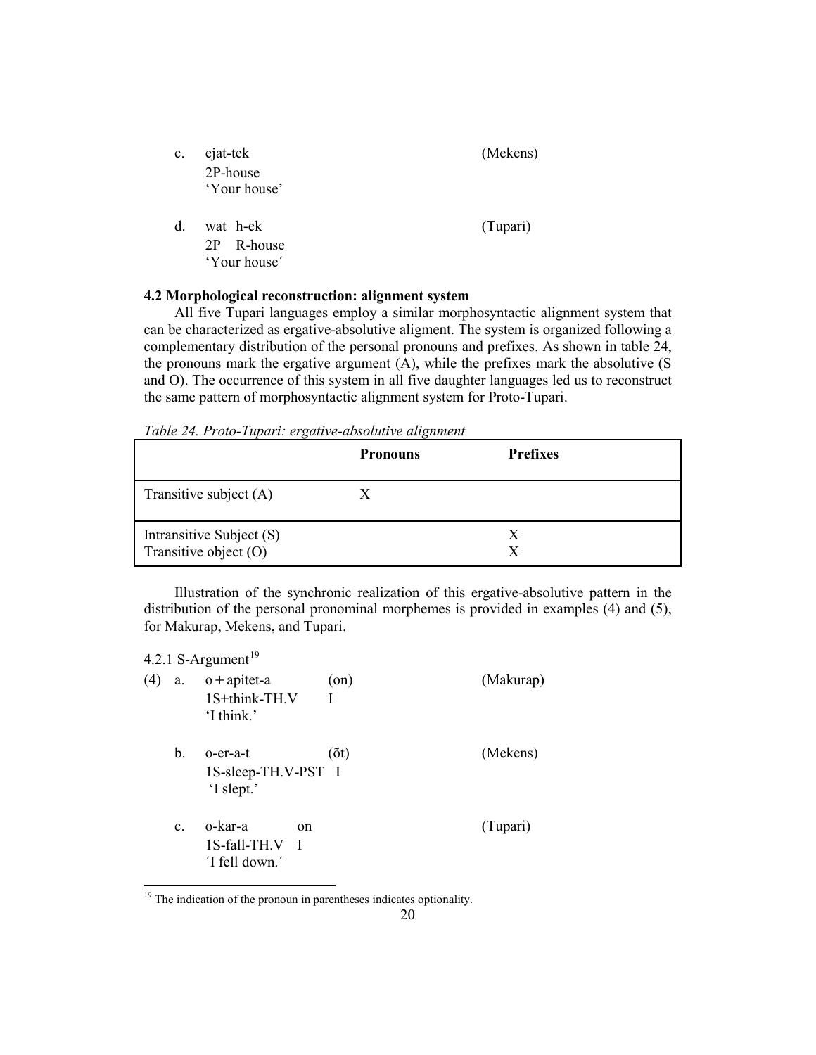c. ejat-tek (Mekens)
   2P-house
   'Your house'

d. wat h-ek (Tupari)
   2P R-house
   'Your house´

### 4.2 Morphological reconstruction: alignment system

All five Tupari languages employ a similar morphosyntactic alignment system that can be characterized as ergative-absolutive aligment. The system is organized following a complementary distribution of the personal pronouns and prefixes. As shown in table 24, the pronouns mark the ergative argument (A), while the prefixes mark the absolutive (S and O). The occurrence of this system in all five daughter languages led us to reconstruct the same pattern of morphosyntactic alignment system for Proto-Tupari.

*Table 24. Proto-Tupari: ergative-absolutive alignment*

| | **Pronouns** | **Prefixes** |
|---|---|---|
| Transitive subject (A) | X | |
| Intransitive Subject (S)<br>Transitive object (O) | | X<br>X |

Illustration of the synchronic realization of this ergative-absolutive pattern in the distribution of the personal pronominal morphemes is provided in examples (4) and (5), for Makurap, Mekens, and Tupari.

4.2.1 S-Argument[19]

(4) a. o+apitet-a (on) (Makurap)
   1S+think-TH.V I
   'I think.'

b. o-er-a-t (õt) (Mekens)
   1S-sleep-TH.V-PST I
   'I slept.'

c. o-kar-a on (Tupari)
   1S-fall-TH.V I
   ´I fell down.´

[19] The indication of the pronoun in parentheses indicates optionality.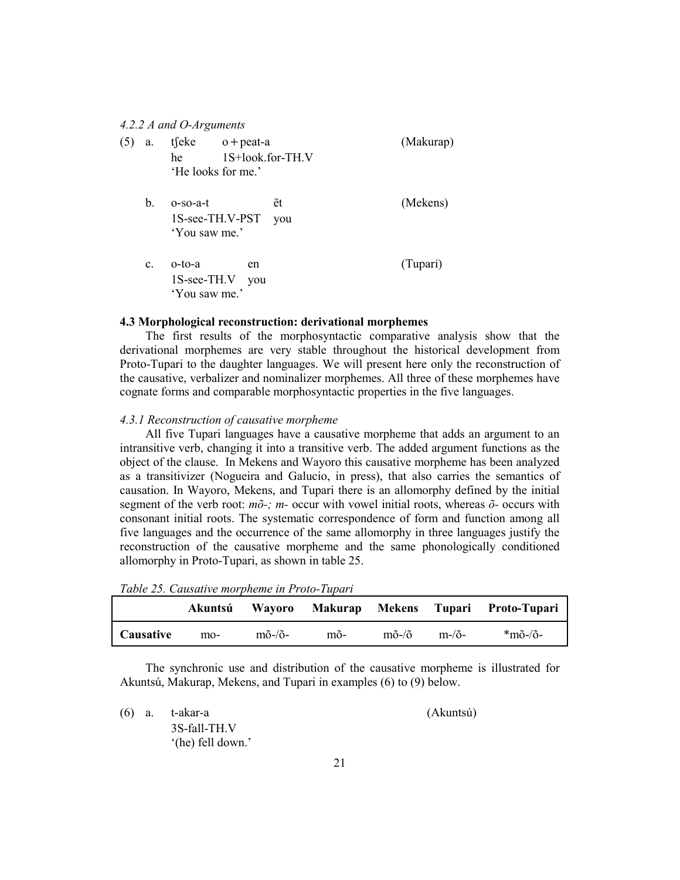*4.2.2 A and O-Arguments*

(5) a. tʃeke o + peat-a (Makurap)
he 1S+look.for-TH.V
'He looks for me.'

b. o-so-a-t ẽt (Mekens)
1S-see-TH.V-PST you
'You saw me.'

c. o-to-a en (Tupari)
1S-see-TH.V you
'You saw me.'

### 4.3 Morphological reconstruction: derivational morphemes

The first results of the morphosyntactic comparative analysis show that the derivational morphemes are very stable throughout the historical development from Proto-Tupari to the daughter languages. We will present here only the reconstruction of the causative, verbalizer and nominalizer morphemes. All three of these morphemes have cognate forms and comparable morphosyntactic properties in the five languages.

*4.3.1 Reconstruction of causative morpheme*

All five Tupari languages have a causative morpheme that adds an argument to an intransitive verb, changing it into a transitive verb. The added argument functions as the object of the clause. In Mekens and Wayoro this causative morpheme has been analyzed as a transitivizer (Nogueira and Galucio, in press), that also carries the semantics of causation. In Wayoro, Mekens, and Tupari there is an allomorphy defined by the initial segment of the verb root: *mõ-; m-* occur with vowel initial roots, whereas *õ-* occurs with consonant initial roots. The systematic correspondence of form and function among all five languages and the occurrence of the same allomorphy in three languages justify the reconstruction of the causative morpheme and the same phonologically conditioned allomorphy in Proto-Tupari, as shown in table 25.

*Table 25. Causative morpheme in Proto-Tupari*

| | Akuntsú | Wayoro | Makurap | Mekens | Tupari | Proto-Tupari |
|---|---|---|---|---|---|---|
| **Causative** | mo- | mõ-/õ- | mõ- | mõ-/õ | m-/õ- | *mõ-/õ- |

The synchronic use and distribution of the causative morpheme is illustrated for Akuntsú, Makurap, Mekens, and Tupari in examples (6) to (9) below.

(6) a. t-akar-a (Akuntsú)
3S-fall-TH.V
'(he) fell down.'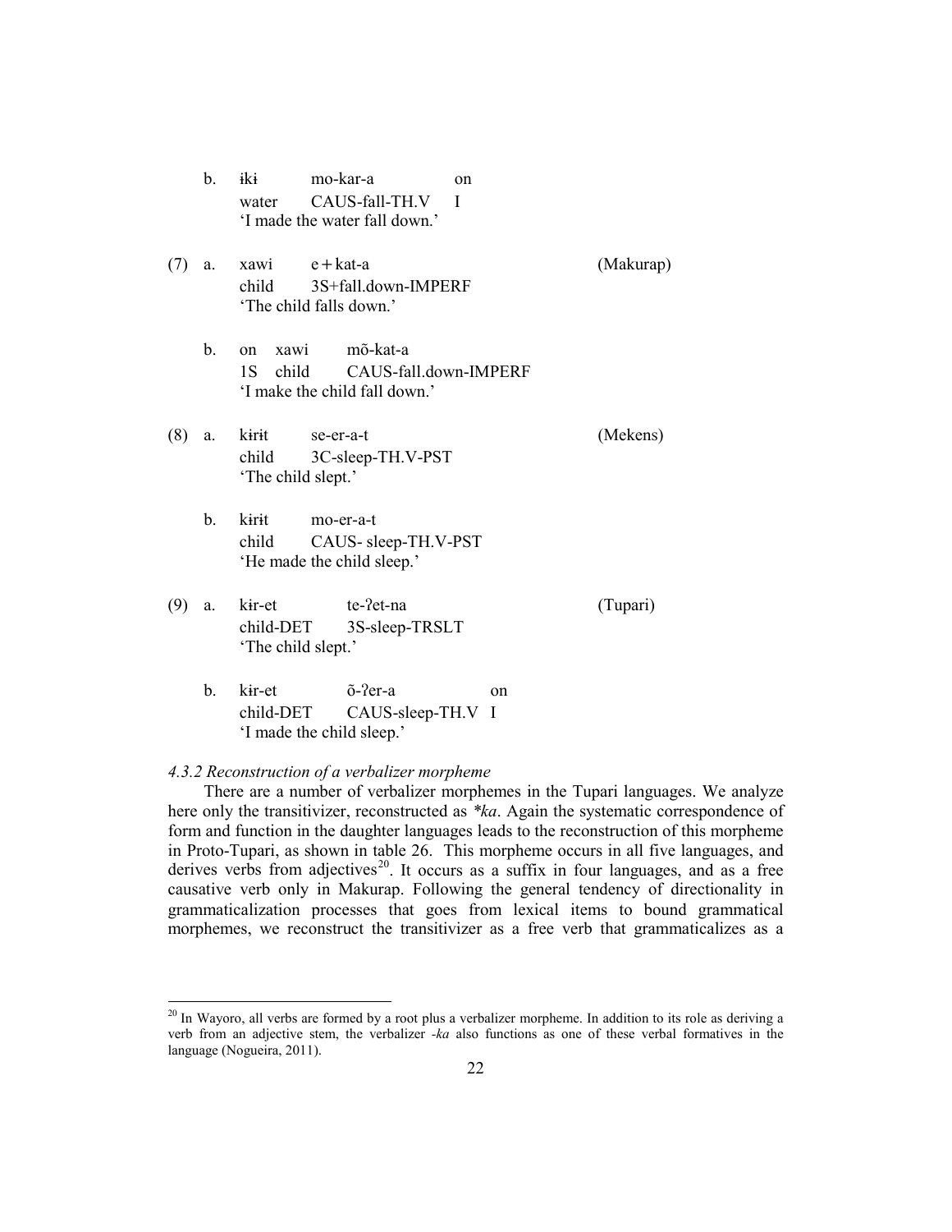b. ɨkɨ mo-kar-a on
   water CAUS-fall-TH.V I
   'I made the water fall down.'

(7) a. xawi e + kat-a (Makurap)
   child 3S+fall.down-IMPERF
   'The child falls down.'

b. on xawi mõ-kat-a
   1S child CAUS-fall.down-IMPERF
   'I make the child fall down.'

(8) a. kɨrɨt se-er-a-t (Mekens)
   child 3C-sleep-TH.V-PST
   'The child slept.'

b. kɨrɨt mo-er-a-t
   child CAUS- sleep-TH.V-PST
   'He made the child sleep.'

(9) a. kɨr-et te-ʔet-na (Tupari)
   child-DET 3S-sleep-TRSLT
   'The child slept.'

b. kɨr-et õ-ʔer-a on
   child-DET CAUS-sleep-TH.V I
   'I made the child sleep.'

*4.3.2 Reconstruction of a verbalizer morpheme*

There are a number of verbalizer morphemes in the Tupari languages. We analyze here only the transitivizer, reconstructed as *\*ka*. Again the systematic correspondence of form and function in the daughter languages leads to the reconstruction of this morpheme in Proto-Tupari, as shown in table 26. This morpheme occurs in all five languages, and derives verbs from adjectives[20]. It occurs as a suffix in four languages, and as a free causative verb only in Makurap. Following the general tendency of directionality in grammaticalization processes that goes from lexical items to bound grammatical morphemes, we reconstruct the transitivizer as a free verb that grammaticalizes as a

[20] In Wayoro, all verbs are formed by a root plus a verbalizer morpheme. In addition to its role as deriving a verb from an adjective stem, the verbalizer *-ka* also functions as one of these verbal formatives in the language (Nogueira, 2011).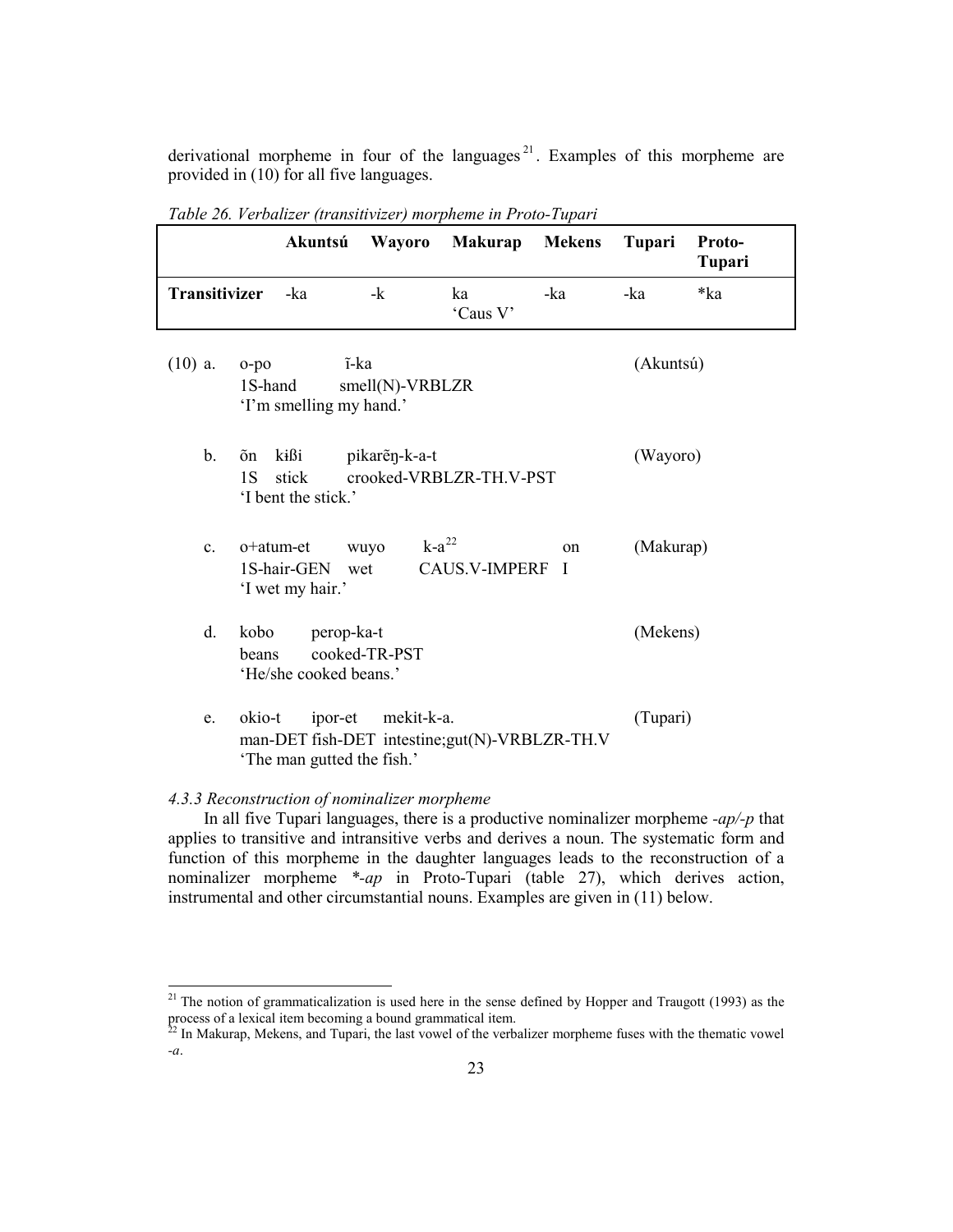derivational morpheme in four of the languages[21]. Examples of this morpheme are provided in (10) for all five languages.

*Table 26. Verbalizer (transitivizer) morpheme in Proto-Tupari*

| | Akuntsú | Wayoro | Makurap | Mekens | Tupari | Proto-Tupari |
|---|---|---|---|---|---|---|
| **Transitivizer** | -ka | -k | ka 'Caus V' | -ka | -ka | *ka |

(10) a. o-po ĩ-ka (Akuntsú)
1S-hand smell(N)-VRBLZR
'I'm smelling my hand.'

b. õn kɨßi pikarẽŋ-k-a-t (Wayoro)
1S stick crooked-VRBLZR-TH.V-PST
'I bent the stick.'

c. o+atum-et wuyo k-a[22] on (Makurap)
1S-hair-GEN wet CAUS.V-IMPERF I
'I wet my hair.'

d. kobo perop-ka-t (Mekens)
beans cooked-TR-PST
'He/she cooked beans.'

e. okio-t ipor-et mekit-k-a. (Tupari)
man-DET fish-DET intestine;gut(N)-VRBLZR-TH.V
'The man gutted the fish.'

### *4.3.3 Reconstruction of nominalizer morpheme*

In all five Tupari languages, there is a productive nominalizer morpheme *-ap/-p* that applies to transitive and intransitive verbs and derives a noun. The systematic form and function of this morpheme in the daughter languages leads to the reconstruction of a nominalizer morpheme *\*-ap* in Proto-Tupari (table 27), which derives action, instrumental and other circumstantial nouns. Examples are given in (11) below.

---

[21] The notion of grammaticalization is used here in the sense defined by Hopper and Traugott (1993) as the process of a lexical item becoming a bound grammatical item.

[22] In Makurap, Mekens, and Tupari, the last vowel of the verbalizer morpheme fuses with the thematic vowel *-a*.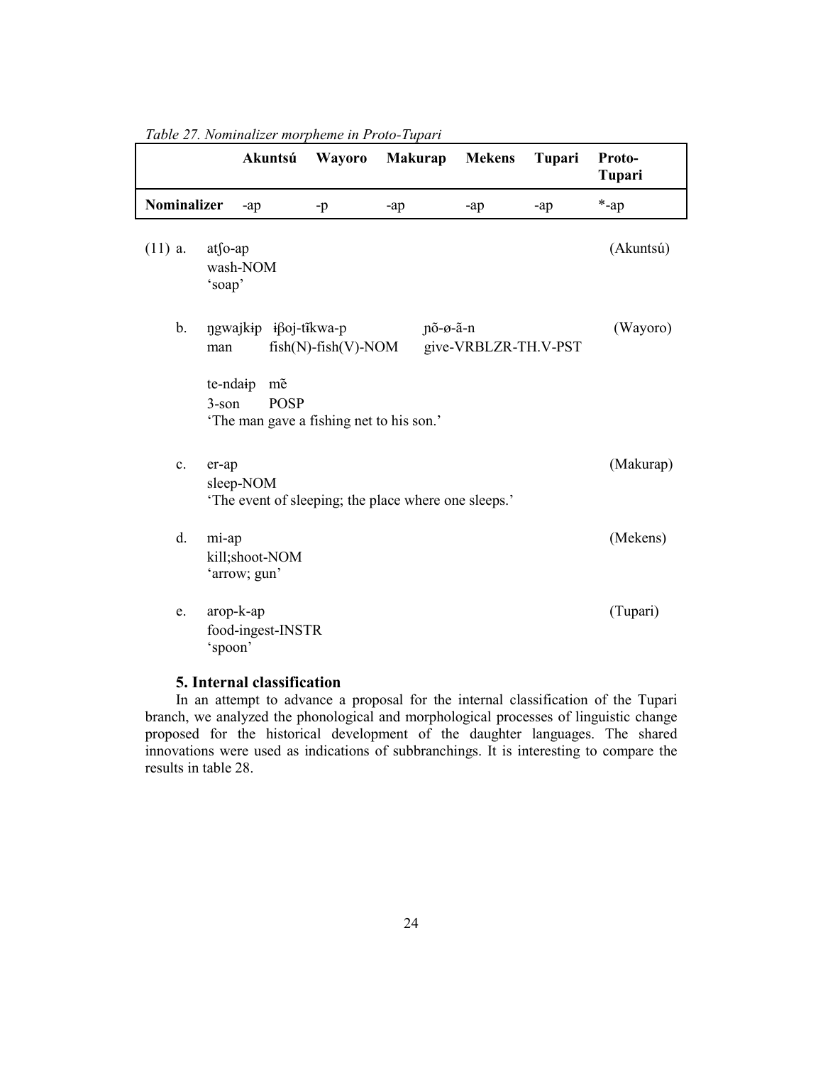*Table 27. Nominalizer morpheme in Proto-Tupari*

| | Akuntsú | Wayoro | Makurap | Mekens | Tupari | Proto-Tupari |
|---|---|---|---|---|---|---|
| **Nominalizer** | -ap | -p | -ap | -ap | -ap | *-ap |

(11) a. atʃo-ap (Akuntsú)
wash-NOM
'soap'

b. ŋgwajkɨp ɨβoj-tɨ̃kwa-p ɲõ-ø-ã-n (Wayoro)
man fish(N)-fish(V)-NOM give-VRBLZR-TH.V-PST

te-ndaɨp mẽ
3-son POSP
'The man gave a fishing net to his son.'

c. er-ap (Makurap)
sleep-NOM
'The event of sleeping; the place where one sleeps.'

d. mi-ap (Mekens)
kill;shoot-NOM
'arrow; gun'

e. arop-k-ap (Tupari)
food-ingest-INSTR
'spoon'

## 5. Internal classification

In an attempt to advance a proposal for the internal classification of the Tupari branch, we analyzed the phonological and morphological processes of linguistic change proposed for the historical development of the daughter languages. The shared innovations were used as indications of subbranchings. It is interesting to compare the results in table 28.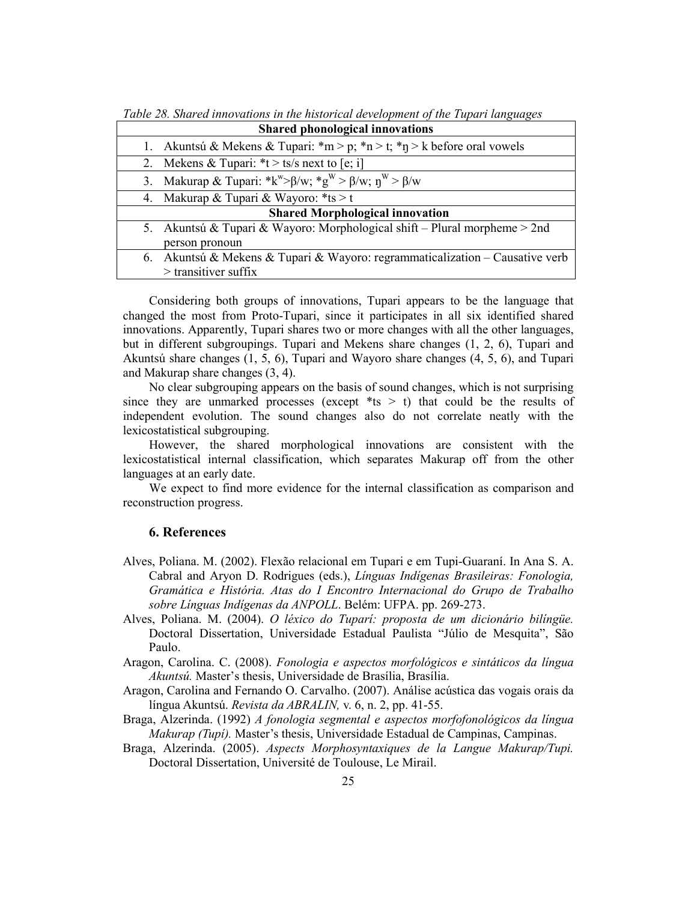*Table 28. Shared innovations in the historical development of the Tupari languages*

| Shared phonological innovations |
|---|
| 1. Akuntsú & Mekens & Tupari: *m > p; *n > t; *ŋ > k before oral vowels |
| 2. Mekens & Tupari: *t > ts/s next to [e; i] |
| 3. Makurap & Tupari: *k$^{w}$>β/w; *g$^{W}$ > β/w; ŋ$^{W}$ > β/w |
| 4. Makurap & Tupari & Wayoro: *ts > t |
| **Shared Morphological innovation** |
| 5. Akuntsú & Tupari & Wayoro: Morphological shift – Plural morpheme > 2nd person pronoun |
| 6. Akuntsú & Mekens & Tupari & Wayoro: regrammaticalization – Causative verb > transitiver suffix |

Considering both groups of innovations, Tupari appears to be the language that changed the most from Proto-Tupari, since it participates in all six identified shared innovations. Apparently, Tupari shares two or more changes with all the other languages, but in different subgroupings. Tupari and Mekens share changes (1, 2, 6), Tupari and Akuntsú share changes (1, 5, 6), Tupari and Wayoro share changes (4, 5, 6), and Tupari and Makurap share changes (3, 4).

No clear subgrouping appears on the basis of sound changes, which is not surprising since they are unmarked processes (except *ts > t) that could be the results of independent evolution. The sound changes also do not correlate neatly with the lexicostatistical subgrouping.

However, the shared morphological innovations are consistent with the lexicostatistical internal classification, which separates Makurap off from the other languages at an early date.

We expect to find more evidence for the internal classification as comparison and reconstruction progress.

## 6. References

Alves, Poliana. M. (2002). Flexão relacional em Tupari e em Tupi-Guaraní. In Ana S. A. Cabral and Aryon D. Rodrigues (eds.), *Línguas Indígenas Brasileiras: Fonologia, Gramática e História. Atas do I Encontro Internacional do Grupo de Trabalho sobre Línguas Indígenas da ANPOLL*. Belém: UFPA. pp. 269-273.

Alves, Poliana. M. (2004). *O léxico do Tuparí: proposta de um dicionário bilíngüe.* Doctoral Dissertation, Universidade Estadual Paulista "Júlio de Mesquita", São Paulo.

Aragon, Carolina. C. (2008). *Fonologia e aspectos morfológicos e sintáticos da língua Akuntsú.* Master's thesis, Universidade de Brasília, Brasília.

Aragon, Carolina and Fernando O. Carvalho. (2007). Análise acústica das vogais orais da língua Akuntsú. *Revista da ABRALIN,* v. 6, n. 2, pp. 41-55.

Braga, Alzerinda. (1992) *A fonologia segmental e aspectos morfofonológicos da língua Makurap (Tupí).* Master's thesis, Universidade Estadual de Campinas, Campinas.

Braga, Alzerinda. (2005). *Aspects Morphosyntaxiques de la Langue Makurap/Tupi.* Doctoral Dissertation, Université de Toulouse, Le Mirail.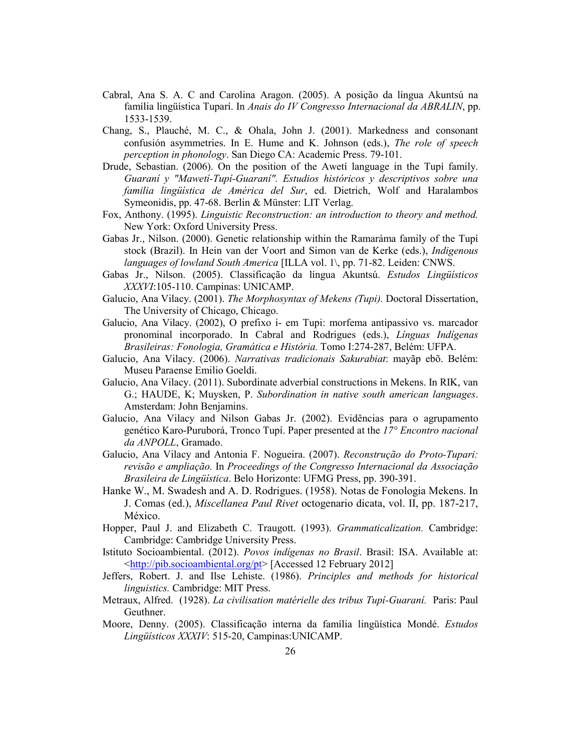Cabral, Ana S. A. C and Carolina Aragon. (2005). A posição da língua Akuntsú na família lingüística Tuparí. In *Anais do IV Congresso Internacional da ABRALIN*, pp. 1533-1539.

Chang, S., Plauché, M. C., & Ohala, John J. (2001). Markedness and consonant confusión asymmetries. In E. Hume and K. Johnson (eds.), *The role of speech perception in phonology*. San Diego CA: Academic Press. 79-101.

Drude, Sebastian. (2006). On the position of the Awetí language in the Tupí family. *Guaraní y "Mawetí-Tupí-Guaraní". Estudios históricos y descriptivos sobre una familia lingüística de América del Sur*, ed. Dietrich, Wolf and Haralambos Symeonidis, pp. 47-68. Berlin & Münster: LIT Verlag.

Fox, Anthony. (1995). *Linguistic Reconstruction: an introduction to theory and method.* New York: Oxford University Press.

Gabas Jr., Nilson. (2000). Genetic relationship within the Ramaráma family of the Tupí stock (Brazil). In Hein van der Voort and Simon van de Kerke (eds.), *Indigenous languages of lowland South America* [ILLA vol. 1\, pp. 71-82. Leiden: CNWS.

Gabas Jr., Nilson. (2005). Classificação da língua Akuntsú. *Estudos Lingüísticos XXXVI*:105-110. Campinas: UNICAMP.

Galucio, Ana Vilacy. (2001). *The Morphosyntax of Mekens (Tupi).* Doctoral Dissertation, The University of Chicago, Chicago.

Galucio, Ana Vilacy. (2002), O prefixo i- em Tupi: morfema antipassivo vs. marcador pronominal incorporado. In Cabral and Rodrigues (eds.), *Línguas Indígenas Brasileiras: Fonologia, Gramática e História.* Tomo I:274-287, Belém: UFPA.

Galucio, Ana Vilacy. (2006). *Narrativas tradicionais Sakurabiat*: mayãp ebõ. Belém: Museu Paraense Emilio Goeldi.

Galucio, Ana Vilacy. (2011). Subordinate adverbial constructions in Mekens. In RIK, van G.; HAUDE, K; Muysken, P. *Subordination in native south american languages*. Amsterdam: John Benjamins.

Galucio, Ana Vilacy and Nilson Gabas Jr. (2002). Evidências para o agrupamento genético Karo-Puruborá, Tronco Tupí. Paper presented at the *17° Encontro nacional da ANPOLL*, Gramado.

Galucio, Ana Vilacy and Antonia F. Nogueira. (2007). *Reconstrução do Proto-Tupari: revisão e ampliação.* In *Proceedings of the Congresso Internacional da Associação Brasileira de Lingüística*. Belo Horizonte: UFMG Press, pp. 390-391.

Hanke W., M. Swadesh and A. D. Rodrigues. (1958). Notas de Fonologia Mekens. In J. Comas (ed.), *Miscellanea Paul Rivet* octogenario dicata, vol. II, pp. 187-217, México.

Hopper, Paul J. and Elizabeth C. Traugott. (1993). *Grammaticalization.* Cambridge: Cambridge: Cambridge University Press.

Istituto Socioambiental. (2012). *Povos indígenas no Brasil*. Brasil: ISA. Available at: <http://pib.socioambiental.org/pt> [Accessed 12 February 2012]

Jeffers, Robert. J. and Ilse Lehiste. (1986). *Principles and methods for historical linguistics.* Cambridge: MIT Press.

Metraux, Alfred. (1928). *La civilisation matérielle des tribus Tupi-Guaraní.* Paris: Paul Geuthner.

Moore, Denny. (2005). Classificação interna da família lingüística Mondé. *Estudos Lingüísticos XXXIV*: 515-20, Campinas:UNICAMP.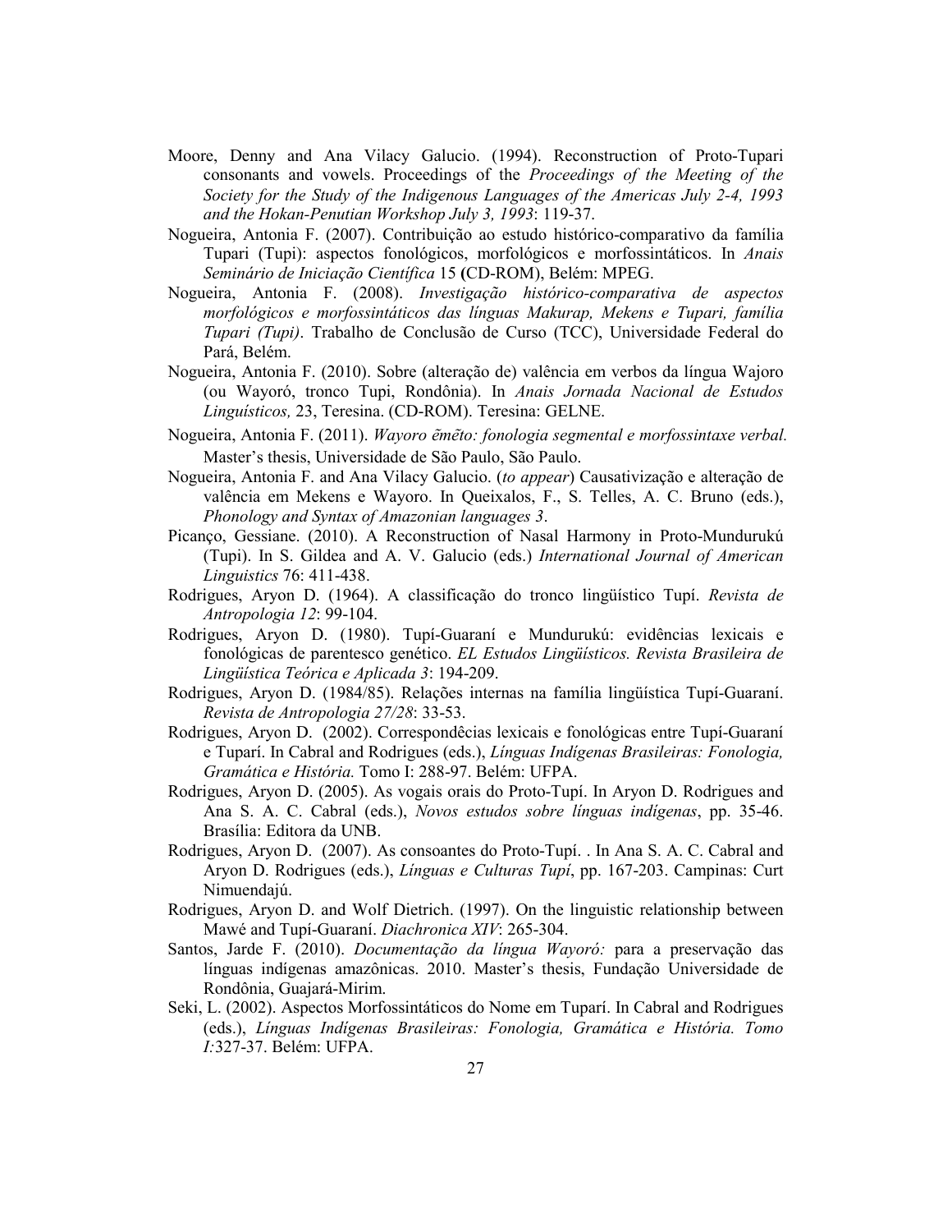Moore, Denny and Ana Vilacy Galucio. (1994). Reconstruction of Proto-Tupari consonants and vowels. Proceedings of the *Proceedings of the Meeting of the Society for the Study of the Indigenous Languages of the Americas July 2-4, 1993 and the Hokan-Penutian Workshop July 3, 1993*: 119-37.

Nogueira, Antonia F. (2007). Contribuição ao estudo histórico-comparativo da família Tupari (Tupi): aspectos fonológicos, morfológicos e morfossintáticos. In *Anais Seminário de Iniciação Científica* 15 **(**CD-ROM), Belém: MPEG.

Nogueira, Antonia F. (2008). *Investigação histórico-comparativa de aspectos morfológicos e morfossintáticos das línguas Makurap, Mekens e Tupari, família Tupari (Tupi)*. Trabalho de Conclusão de Curso (TCC), Universidade Federal do Pará, Belém.

Nogueira, Antonia F. (2010). Sobre (alteração de) valência em verbos da língua Wajoro (ou Wayoró, tronco Tupi, Rondônia). In *Anais Jornada Nacional de Estudos Linguísticos,* 23, Teresina. (CD-ROM). Teresina: GELNE.

Nogueira, Antonia F. (2011). *Wayoro ẽmẽto: fonologia segmental e morfossintaxe verbal.* Master's thesis, Universidade de São Paulo, São Paulo.

Nogueira, Antonia F. and Ana Vilacy Galucio. (*to appear*) Causativização e alteração de valência em Mekens e Wayoro. In Queixalos, F., S. Telles, A. C. Bruno (eds.), *Phonology and Syntax of Amazonian languages 3*.

Picanço, Gessiane. (2010). A Reconstruction of Nasal Harmony in Proto-Mundurukú (Tupi). In S. Gildea and A. V. Galucio (eds.) *International Journal of American Linguistics* 76: 411-438.

Rodrigues, Aryon D. (1964). A classificação do tronco lingüístico Tupí. *Revista de Antropologia 12*: 99-104.

Rodrigues, Aryon D. (1980). Tupí-Guaraní e Mundurukú: evidências lexicais e fonológicas de parentesco genético. *EL Estudos Lingüísticos. Revista Brasileira de Lingüística Teórica e Aplicada 3*: 194-209.

Rodrigues, Aryon D. (1984/85). Relações internas na família lingüística Tupí-Guaraní. *Revista de Antropologia 27/28*: 33-53.

Rodrigues, Aryon D. (2002). Correspondêcias lexicais e fonológicas entre Tupí-Guaraní e Tuparí. In Cabral and Rodrigues (eds.), *Línguas Indígenas Brasileiras: Fonologia, Gramática e História.* Tomo I: 288-97. Belém: UFPA.

Rodrigues, Aryon D. (2005). As vogais orais do Proto-Tupí. In Aryon D. Rodrigues and Ana S. A. C. Cabral (eds.), *Novos estudos sobre línguas indígenas*, pp. 35-46. Brasília: Editora da UNB.

Rodrigues, Aryon D. (2007). As consoantes do Proto-Tupí. . In Ana S. A. C. Cabral and Aryon D. Rodrigues (eds.), *Línguas e Culturas Tupí*, pp. 167-203. Campinas: Curt Nimuendajú.

Rodrigues, Aryon D. and Wolf Dietrich. (1997). On the linguistic relationship between Mawé and Tupí-Guaraní. *Diachronica XIV*: 265-304.

Santos, Jarde F. (2010). *Documentação da língua Wayoró:* para a preservação das línguas indígenas amazônicas. 2010. Master's thesis, Fundação Universidade de Rondônia, Guajará-Mirim.

Seki, L. (2002). Aspectos Morfossintáticos do Nome em Tuparí. In Cabral and Rodrigues (eds.), *Línguas Indígenas Brasileiras: Fonologia, Gramática e História. Tomo I:*327-37. Belém: UFPA.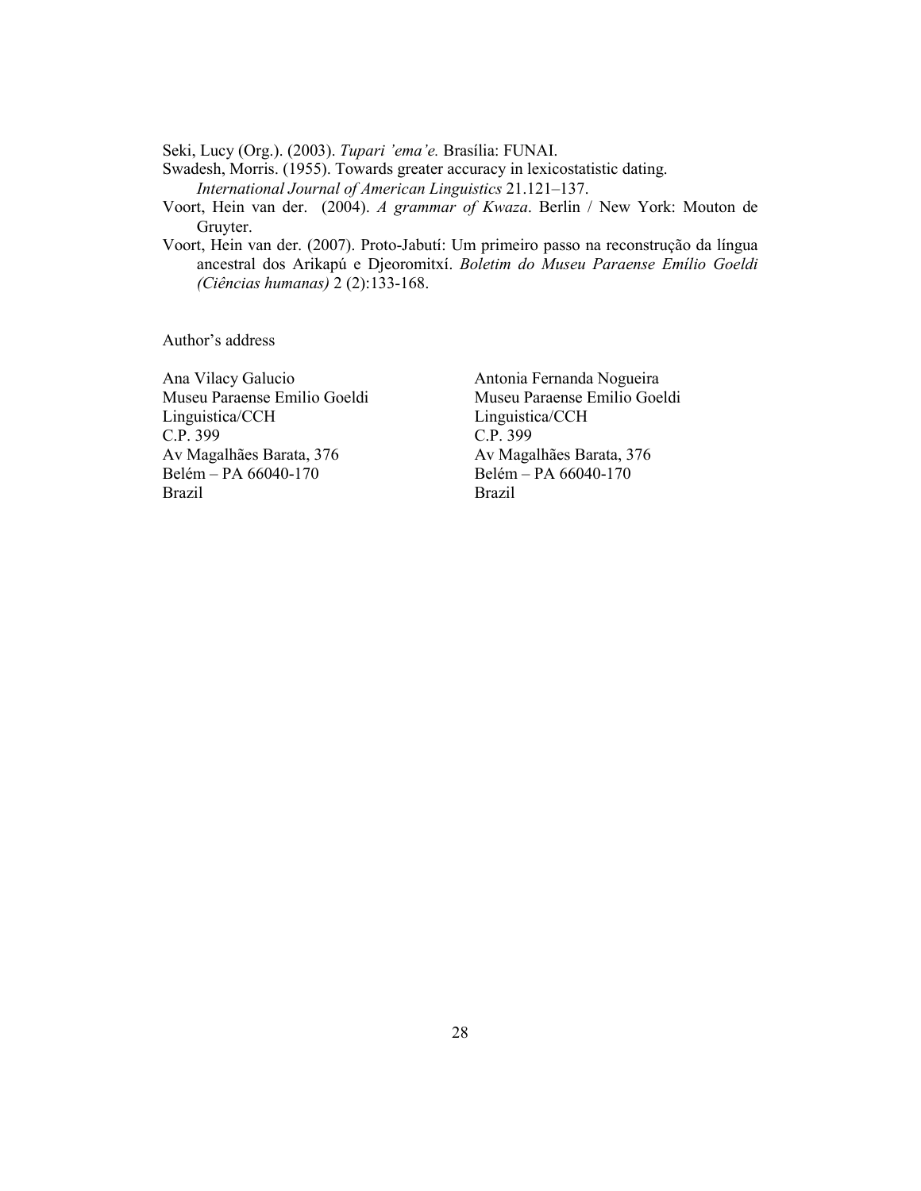Seki, Lucy (Org.). (2003). *Tupari 'ema'e.* Brasília: FUNAI.

Swadesh, Morris. (1955). Towards greater accuracy in lexicostatistic dating. *International Journal of American Linguistics* 21.121–137.

Voort, Hein van der. (2004). *A grammar of Kwaza*. Berlin / New York: Mouton de Gruyter.

Voort, Hein van der. (2007). Proto-Jabutí: Um primeiro passo na reconstrução da língua ancestral dos Arikapú e Djeoromitxí. *Boletim do Museu Paraense Emílio Goeldi (Ciências humanas)* 2 (2):133-168.

Author's address

Ana Vilacy Galucio
Museu Paraense Emilio Goeldi
Linguistica/CCH
C.P. 399
Av Magalhães Barata, 376
Belém – PA 66040-170
Brazil

Antonia Fernanda Nogueira
Museu Paraense Emilio Goeldi
Linguistica/CCH
C.P. 399
Av Magalhães Barata, 376
Belém – PA 66040-170
Brazil